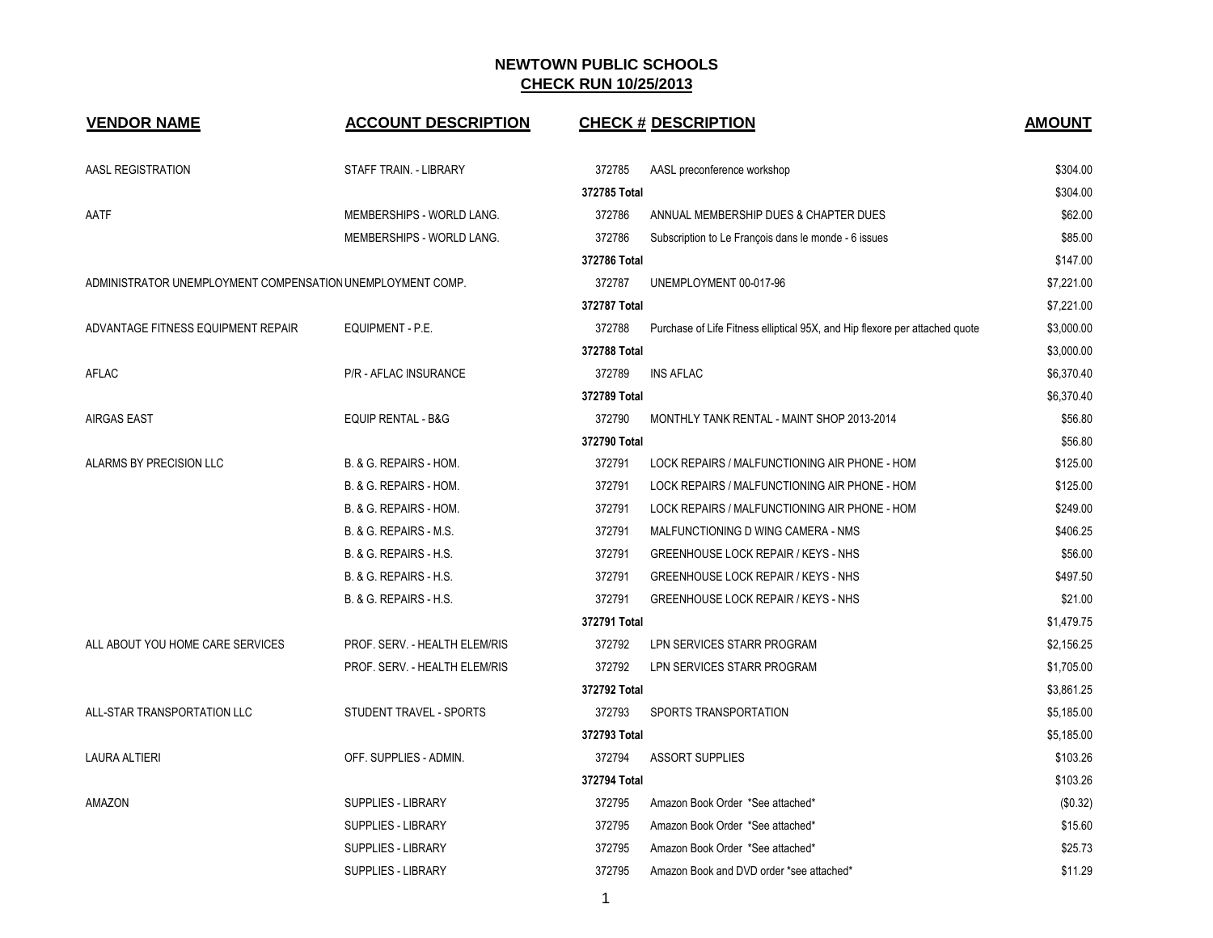# NEWTOWN PUBLIC SCHOOLS

## CHECK RUN 10/25/2013

| VENDOR NAME | ACCOUNT DESCRIPTION | CHECK # | DESCRIPTION | AMOUNT |
|---|---|---|---|---|
| AASL REGISTRATION | STAFF TRAIN. - LIBRARY | 372785 | AASL preconference workshop | $304.00 |
| | | 372785 Total | | $304.00 |
| AATF | MEMBERSHIPS - WORLD LANG. | 372786 | ANNUAL MEMBERSHIP DUES & CHAPTER DUES | $62.00 |
| | MEMBERSHIPS - WORLD LANG. | 372786 | Subscription to Le François dans le monde - 6 issues | $85.00 |
| | | 372786 Total | | $147.00 |
| ADMINISTRATOR UNEMPLOYMENT COMPENSATION | UNEMPLOYMENT COMP. | 372787 | UNEMPLOYMENT 00-017-96 | $7,221.00 |
| | | 372787 Total | | $7,221.00 |
| ADVANTAGE FITNESS EQUIPMENT REPAIR | EQUIPMENT - P.E. | 372788 | Purchase of Life Fitness elliptical 95X, and Hip flexore per attached quote | $3,000.00 |
| | | 372788 Total | | $3,000.00 |
| AFLAC | P/R - AFLAC INSURANCE | 372789 | INS AFLAC | $6,370.40 |
| | | 372789 Total | | $6,370.40 |
| AIRGAS EAST | EQUIP RENTAL - B&G | 372790 | MONTHLY TANK RENTAL - MAINT SHOP 2013-2014 | $56.80 |
| | | 372790 Total | | $56.80 |
| ALARMS BY PRECISION LLC | B. & G. REPAIRS - HOM. | 372791 | LOCK REPAIRS / MALFUNCTIONING AIR PHONE - HOM | $125.00 |
| | B. & G. REPAIRS - HOM. | 372791 | LOCK REPAIRS / MALFUNCTIONING AIR PHONE - HOM | $125.00 |
| | B. & G. REPAIRS - HOM. | 372791 | LOCK REPAIRS / MALFUNCTIONING AIR PHONE - HOM | $249.00 |
| | B. & G. REPAIRS - M.S. | 372791 | MALFUNCTIONING D WING CAMERA - NMS | $406.25 |
| | B. & G. REPAIRS - H.S. | 372791 | GREENHOUSE LOCK REPAIR / KEYS - NHS | $56.00 |
| | B. & G. REPAIRS - H.S. | 372791 | GREENHOUSE LOCK REPAIR / KEYS - NHS | $497.50 |
| | B. & G. REPAIRS - H.S. | 372791 | GREENHOUSE LOCK REPAIR / KEYS - NHS | $21.00 |
| | | 372791 Total | | $1,479.75 |
| ALL ABOUT YOU HOME CARE SERVICES | PROF. SERV. - HEALTH ELEM/RIS | 372792 | LPN SERVICES STARR PROGRAM | $2,156.25 |
| | PROF. SERV. - HEALTH ELEM/RIS | 372792 | LPN SERVICES STARR PROGRAM | $1,705.00 |
| | | 372792 Total | | $3,861.25 |
| ALL-STAR TRANSPORTATION LLC | STUDENT TRAVEL - SPORTS | 372793 | SPORTS TRANSPORTATION | $5,185.00 |
| | | 372793 Total | | $5,185.00 |
| LAURA ALTIERI | OFF. SUPPLIES - ADMIN. | 372794 | ASSORT SUPPLIES | $103.26 |
| | | 372794 Total | | $103.26 |
| AMAZON | SUPPLIES - LIBRARY | 372795 | Amazon Book Order *See attached* | ($0.32) |
| | SUPPLIES - LIBRARY | 372795 | Amazon Book Order *See attached* | $15.60 |
| | SUPPLIES - LIBRARY | 372795 | Amazon Book Order *See attached* | $25.73 |
| | SUPPLIES - LIBRARY | 372795 | Amazon Book and DVD order *see attached* | $11.29 |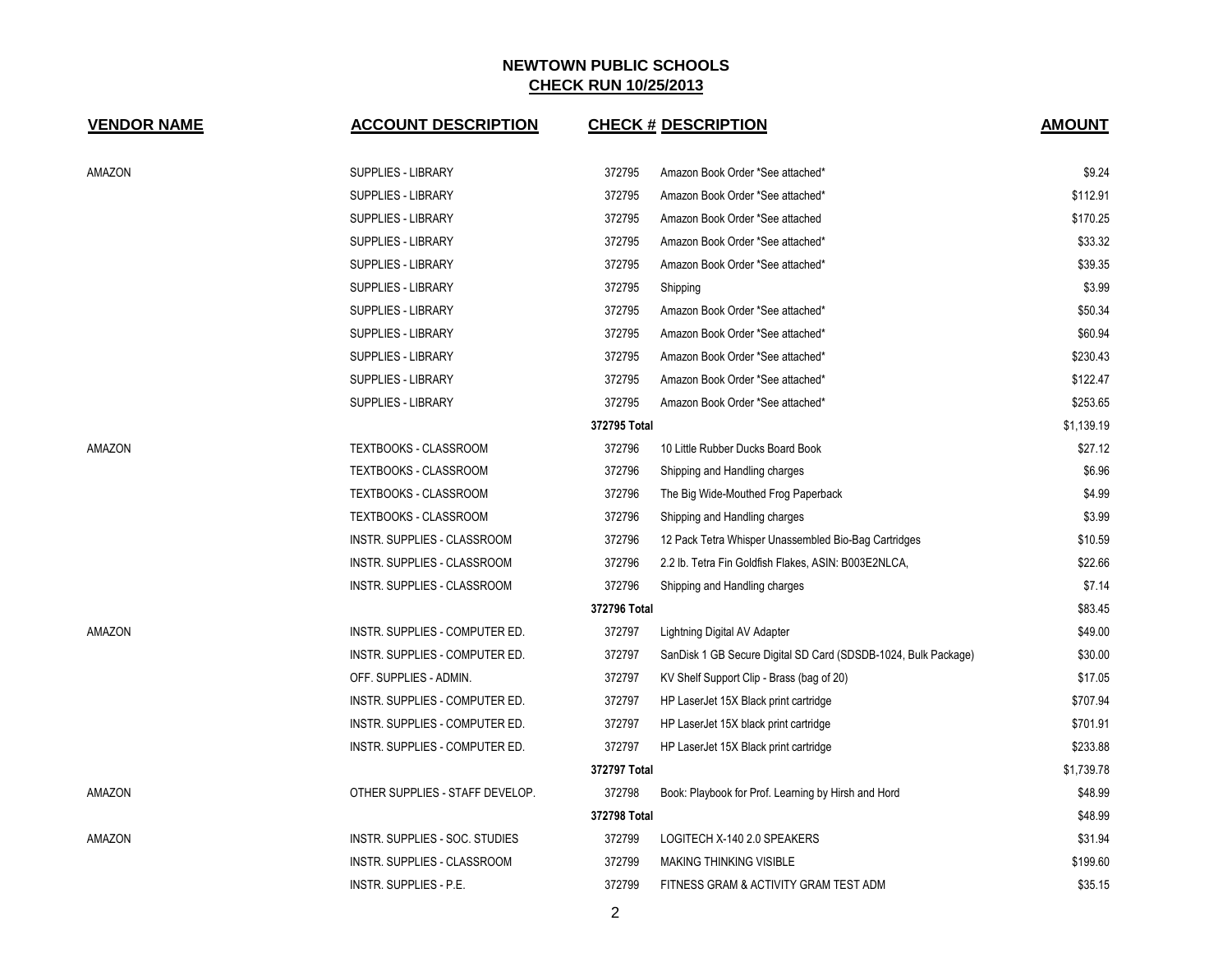# NEWTOWN PUBLIC SCHOOLS

## CHECK RUN 10/25/2013

| VENDOR NAME | ACCOUNT DESCRIPTION | CHECK # | DESCRIPTION | AMOUNT |
|---|---|---|---|---|
| AMAZON | SUPPLIES - LIBRARY | 372795 | Amazon Book Order *See attached* | $9.24 |
| | SUPPLIES - LIBRARY | 372795 | Amazon Book Order *See attached* | $112.91 |
| | SUPPLIES - LIBRARY | 372795 | Amazon Book Order *See attached | $170.25 |
| | SUPPLIES - LIBRARY | 372795 | Amazon Book Order *See attached* | $33.32 |
| | SUPPLIES - LIBRARY | 372795 | Amazon Book Order *See attached* | $39.35 |
| | SUPPLIES - LIBRARY | 372795 | Shipping | $3.99 |
| | SUPPLIES - LIBRARY | 372795 | Amazon Book Order *See attached* | $50.34 |
| | SUPPLIES - LIBRARY | 372795 | Amazon Book Order *See attached* | $60.94 |
| | SUPPLIES - LIBRARY | 372795 | Amazon Book Order *See attached* | $230.43 |
| | SUPPLIES - LIBRARY | 372795 | Amazon Book Order *See attached* | $122.47 |
| | SUPPLIES - LIBRARY | 372795 | Amazon Book Order *See attached* | $253.65 |
| | | **372795 Total** | | $1,139.19 |
| AMAZON | TEXTBOOKS - CLASSROOM | 372796 | 10 Little Rubber Ducks Board Book | $27.12 |
| | TEXTBOOKS - CLASSROOM | 372796 | Shipping and Handling charges | $6.96 |
| | TEXTBOOKS - CLASSROOM | 372796 | The Big Wide-Mouthed Frog Paperback | $4.99 |
| | TEXTBOOKS - CLASSROOM | 372796 | Shipping and Handling charges | $3.99 |
| | INSTR. SUPPLIES - CLASSROOM | 372796 | 12 Pack Tetra Whisper Unassembled Bio-Bag Cartridges | $10.59 |
| | INSTR. SUPPLIES - CLASSROOM | 372796 | 2.2 lb. Tetra Fin Goldfish Flakes, ASIN: B003E2NLCA, | $22.66 |
| | INSTR. SUPPLIES - CLASSROOM | 372796 | Shipping and Handling charges | $7.14 |
| | | **372796 Total** | | $83.45 |
| AMAZON | INSTR. SUPPLIES - COMPUTER ED. | 372797 | Lightning Digital AV Adapter | $49.00 |
| | INSTR. SUPPLIES - COMPUTER ED. | 372797 | SanDisk 1 GB Secure Digital SD Card (SDSDB-1024, Bulk Package) | $30.00 |
| | OFF. SUPPLIES - ADMIN. | 372797 | KV Shelf Support Clip - Brass (bag of 20) | $17.05 |
| | INSTR. SUPPLIES - COMPUTER ED. | 372797 | HP LaserJet 15X Black print cartridge | $707.94 |
| | INSTR. SUPPLIES - COMPUTER ED. | 372797 | HP LaserJet 15X black print cartridge | $701.91 |
| | INSTR. SUPPLIES - COMPUTER ED. | 372797 | HP LaserJet 15X Black print cartridge | $233.88 |
| | | **372797 Total** | | $1,739.78 |
| AMAZON | OTHER SUPPLIES - STAFF DEVELOP. | 372798 | Book: Playbook for Prof. Learning by Hirsh and Hord | $48.99 |
| | | **372798 Total** | | $48.99 |
| AMAZON | INSTR. SUPPLIES - SOC. STUDIES | 372799 | LOGITECH X-140 2.0 SPEAKERS | $31.94 |
| | INSTR. SUPPLIES - CLASSROOM | 372799 | MAKING THINKING VISIBLE | $199.60 |
| | INSTR. SUPPLIES - P.E. | 372799 | FITNESS GRAM & ACTIVITY GRAM TEST ADM | $35.15 |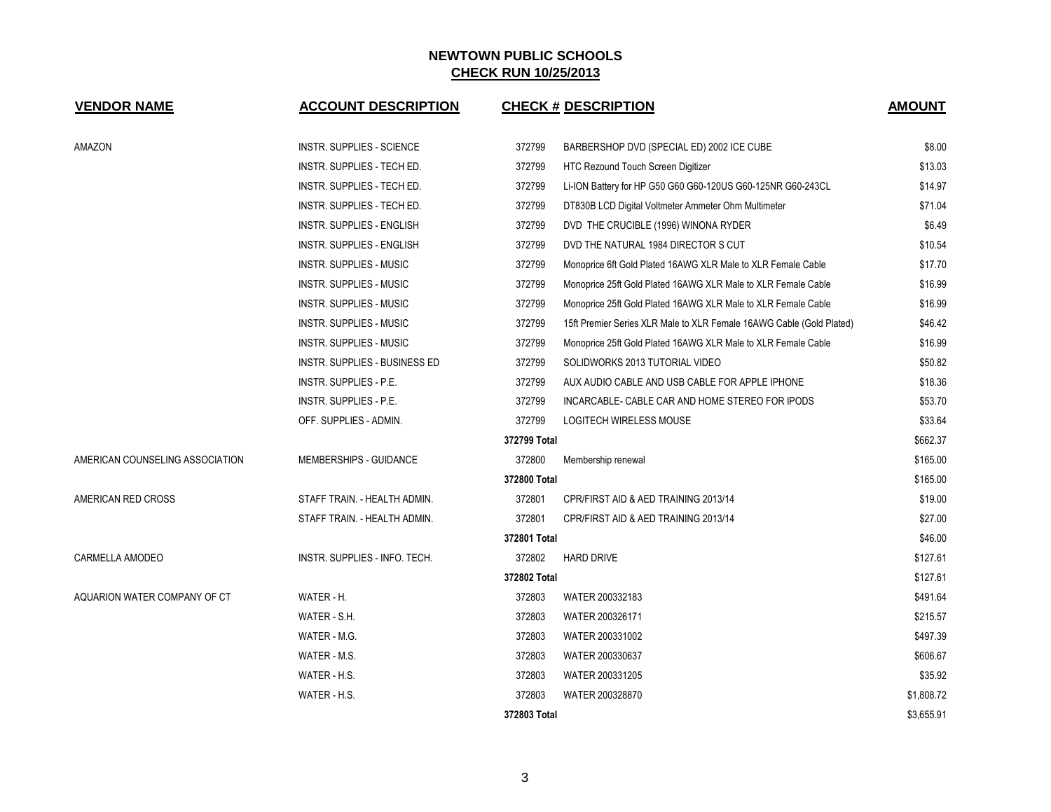# NEWTOWN PUBLIC SCHOOLS

## CHECK RUN 10/25/2013

| VENDOR NAME | ACCOUNT DESCRIPTION | CHECK # | DESCRIPTION | AMOUNT |
|---|---|---|---|---|
| AMAZON | INSTR. SUPPLIES - SCIENCE | 372799 | BARBERSHOP DVD (SPECIAL ED) 2002 ICE CUBE | $8.00 |
| | INSTR. SUPPLIES - TECH ED. | 372799 | HTC Rezound Touch Screen Digitizer | $13.03 |
| | INSTR. SUPPLIES - TECH ED. | 372799 | Li-ION Battery for HP G50 G60 G60-120US G60-125NR G60-243CL | $14.97 |
| | INSTR. SUPPLIES - TECH ED. | 372799 | DT830B LCD Digital Voltmeter Ammeter Ohm Multimeter | $71.04 |
| | INSTR. SUPPLIES - ENGLISH | 372799 | DVD THE CRUCIBLE (1996) WINONA RYDER | $6.49 |
| | INSTR. SUPPLIES - ENGLISH | 372799 | DVD THE NATURAL 1984 DIRECTOR S CUT | $10.54 |
| | INSTR. SUPPLIES - MUSIC | 372799 | Monoprice 6ft Gold Plated 16AWG XLR Male to XLR Female Cable | $17.70 |
| | INSTR. SUPPLIES - MUSIC | 372799 | Monoprice 25ft Gold Plated 16AWG XLR Male to XLR Female Cable | $16.99 |
| | INSTR. SUPPLIES - MUSIC | 372799 | Monoprice 25ft Gold Plated 16AWG XLR Male to XLR Female Cable | $16.99 |
| | INSTR. SUPPLIES - MUSIC | 372799 | 15ft Premier Series XLR Male to XLR Female 16AWG Cable (Gold Plated) | $46.42 |
| | INSTR. SUPPLIES - MUSIC | 372799 | Monoprice 25ft Gold Plated 16AWG XLR Male to XLR Female Cable | $16.99 |
| | INSTR. SUPPLIES - BUSINESS ED | 372799 | SOLIDWORKS 2013 TUTORIAL VIDEO | $50.82 |
| | INSTR. SUPPLIES - P.E. | 372799 | AUX AUDIO CABLE AND USB CABLE FOR APPLE IPHONE | $18.36 |
| | INSTR. SUPPLIES - P.E. | 372799 | INCARCABLE- CABLE CAR AND HOME STEREO FOR IPODS | $53.70 |
| | OFF. SUPPLIES - ADMIN. | 372799 | LOGITECH WIRELESS MOUSE | $33.64 |
| | | **372799 Total** | | $662.37 |
| AMERICAN COUNSELING ASSOCIATION | MEMBERSHIPS - GUIDANCE | 372800 | Membership renewal | $165.00 |
| | | **372800 Total** | | $165.00 |
| AMERICAN RED CROSS | STAFF TRAIN. - HEALTH ADMIN. | 372801 | CPR/FIRST AID & AED TRAINING 2013/14 | $19.00 |
| | STAFF TRAIN. - HEALTH ADMIN. | 372801 | CPR/FIRST AID & AED TRAINING 2013/14 | $27.00 |
| | | **372801 Total** | | $46.00 |
| CARMELLA AMODEO | INSTR. SUPPLIES - INFO. TECH. | 372802 | HARD DRIVE | $127.61 |
| | | **372802 Total** | | $127.61 |
| AQUARION WATER COMPANY OF CT | WATER - H. | 372803 | WATER 200332183 | $491.64 |
| | WATER - S.H. | 372803 | WATER 200326171 | $215.57 |
| | WATER - M.G. | 372803 | WATER 200331002 | $497.39 |
| | WATER - M.S. | 372803 | WATER 200330637 | $606.67 |
| | WATER - H.S. | 372803 | WATER 200331205 | $35.92 |
| | WATER - H.S. | 372803 | WATER 200328870 | $1,808.72 |
| | | **372803 Total** | | $3,655.91 |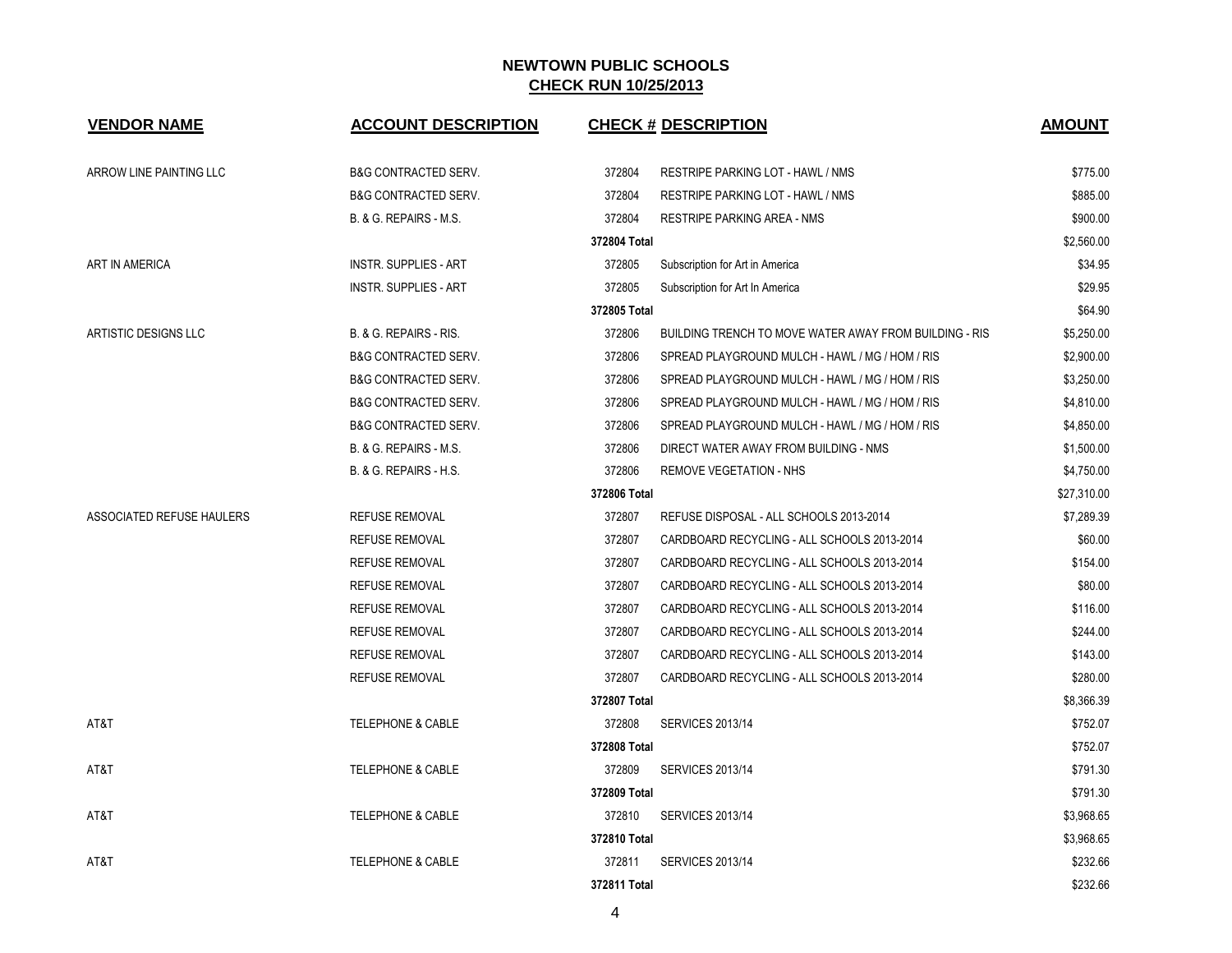# NEWTOWN PUBLIC SCHOOLS

## CHECK RUN 10/25/2013

| VENDOR NAME | ACCOUNT DESCRIPTION | CHECK # | DESCRIPTION | AMOUNT |
|---|---|---|---|---|
| ARROW LINE PAINTING LLC | B&G CONTRACTED SERV. | 372804 | RESTRIPE PARKING LOT - HAWL / NMS | $775.00 |
| | B&G CONTRACTED SERV. | 372804 | RESTRIPE PARKING LOT - HAWL / NMS | $885.00 |
| | B. & G. REPAIRS - M.S. | 372804 | RESTRIPE PARKING AREA - NMS | $900.00 |
| | | 372804 Total | | $2,560.00 |
| ART IN AMERICA | INSTR. SUPPLIES - ART | 372805 | Subscription for Art in America | $34.95 |
| | INSTR. SUPPLIES - ART | 372805 | Subscription for Art In America | $29.95 |
| | | 372805 Total | | $64.90 |
| ARTISTIC DESIGNS LLC | B. & G. REPAIRS - RIS. | 372806 | BUILDING TRENCH TO MOVE WATER AWAY FROM BUILDING - RIS | $5,250.00 |
| | B&G CONTRACTED SERV. | 372806 | SPREAD PLAYGROUND MULCH - HAWL / MG / HOM / RIS | $2,900.00 |
| | B&G CONTRACTED SERV. | 372806 | SPREAD PLAYGROUND MULCH - HAWL / MG / HOM / RIS | $3,250.00 |
| | B&G CONTRACTED SERV. | 372806 | SPREAD PLAYGROUND MULCH - HAWL / MG / HOM / RIS | $4,810.00 |
| | B&G CONTRACTED SERV. | 372806 | SPREAD PLAYGROUND MULCH - HAWL / MG / HOM / RIS | $4,850.00 |
| | B. & G. REPAIRS - M.S. | 372806 | DIRECT WATER AWAY FROM BUILDING - NMS | $1,500.00 |
| | B. & G. REPAIRS - H.S. | 372806 | REMOVE VEGETATION - NHS | $4,750.00 |
| | | 372806 Total | | $27,310.00 |
| ASSOCIATED REFUSE HAULERS | REFUSE REMOVAL | 372807 | REFUSE DISPOSAL - ALL SCHOOLS 2013-2014 | $7,289.39 |
| | REFUSE REMOVAL | 372807 | CARDBOARD RECYCLING - ALL SCHOOLS 2013-2014 | $60.00 |
| | REFUSE REMOVAL | 372807 | CARDBOARD RECYCLING - ALL SCHOOLS 2013-2014 | $154.00 |
| | REFUSE REMOVAL | 372807 | CARDBOARD RECYCLING - ALL SCHOOLS 2013-2014 | $80.00 |
| | REFUSE REMOVAL | 372807 | CARDBOARD RECYCLING - ALL SCHOOLS 2013-2014 | $116.00 |
| | REFUSE REMOVAL | 372807 | CARDBOARD RECYCLING - ALL SCHOOLS 2013-2014 | $244.00 |
| | REFUSE REMOVAL | 372807 | CARDBOARD RECYCLING - ALL SCHOOLS 2013-2014 | $143.00 |
| | REFUSE REMOVAL | 372807 | CARDBOARD RECYCLING - ALL SCHOOLS 2013-2014 | $280.00 |
| | | 372807 Total | | $8,366.39 |
| AT&T | TELEPHONE & CABLE | 372808 | SERVICES 2013/14 | $752.07 |
| | | 372808 Total | | $752.07 |
| AT&T | TELEPHONE & CABLE | 372809 | SERVICES 2013/14 | $791.30 |
| | | 372809 Total | | $791.30 |
| AT&T | TELEPHONE & CABLE | 372810 | SERVICES 2013/14 | $3,968.65 |
| | | 372810 Total | | $3,968.65 |
| AT&T | TELEPHONE & CABLE | 372811 | SERVICES 2013/14 | $232.66 |
| | | 372811 Total | | $232.66 |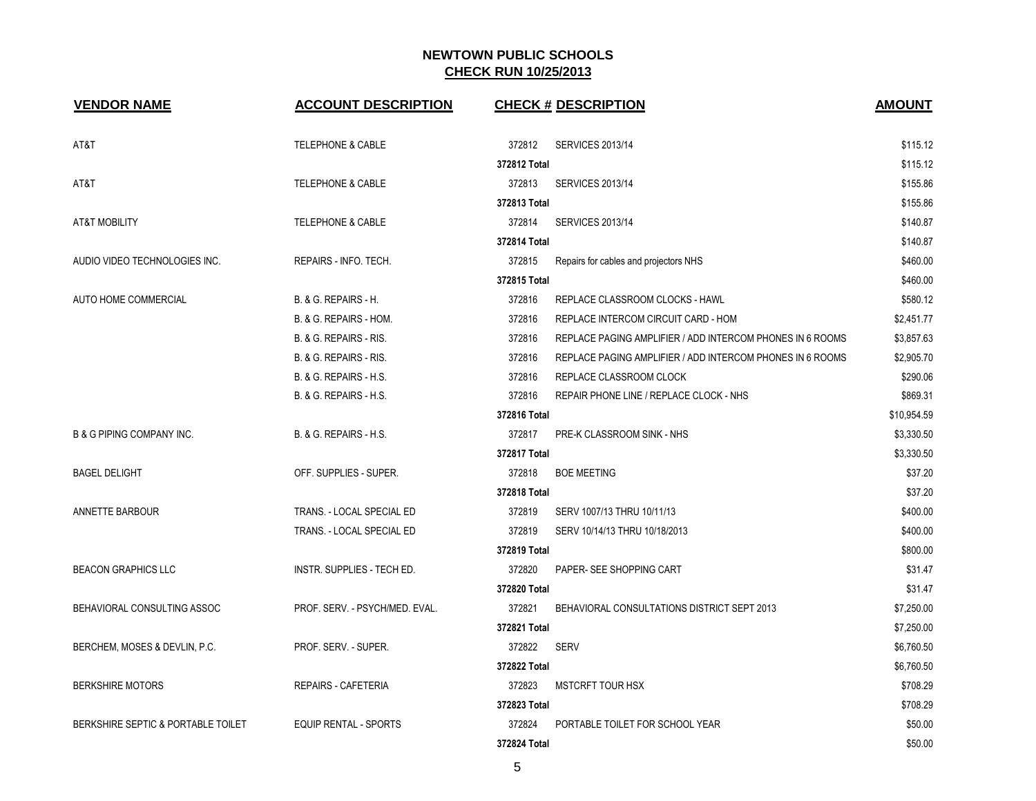# NEWTOWN PUBLIC SCHOOLS

## CHECK RUN 10/25/2013

| VENDOR NAME | ACCOUNT DESCRIPTION | CHECK # | DESCRIPTION | AMOUNT |
|---|---|---|---|---|
| AT&T | TELEPHONE & CABLE | 372812 | SERVICES 2013/14 | $115.12 |
| | | 372812 Total | | $115.12 |
| AT&T | TELEPHONE & CABLE | 372813 | SERVICES 2013/14 | $155.86 |
| | | 372813 Total | | $155.86 |
| AT&T MOBILITY | TELEPHONE & CABLE | 372814 | SERVICES 2013/14 | $140.87 |
| | | 372814 Total | | $140.87 |
| AUDIO VIDEO TECHNOLOGIES INC. | REPAIRS - INFO. TECH. | 372815 | Repairs for cables and projectors NHS | $460.00 |
| | | 372815 Total | | $460.00 |
| AUTO HOME COMMERCIAL | B. & G. REPAIRS - H. | 372816 | REPLACE CLASSROOM CLOCKS - HAWL | $580.12 |
| | B. & G. REPAIRS - HOM. | 372816 | REPLACE INTERCOM CIRCUIT CARD - HOM | $2,451.77 |
| | B. & G. REPAIRS - RIS. | 372816 | REPLACE PAGING AMPLIFIER / ADD INTERCOM PHONES IN 6 ROOMS | $3,857.63 |
| | B. & G. REPAIRS - RIS. | 372816 | REPLACE PAGING AMPLIFIER / ADD INTERCOM PHONES IN 6 ROOMS | $2,905.70 |
| | B. & G. REPAIRS - H.S. | 372816 | REPLACE CLASSROOM CLOCK | $290.06 |
| | B. & G. REPAIRS - H.S. | 372816 | REPAIR PHONE LINE / REPLACE CLOCK - NHS | $869.31 |
| | | 372816 Total | | $10,954.59 |
| B & G PIPING COMPANY INC. | B. & G. REPAIRS - H.S. | 372817 | PRE-K CLASSROOM SINK - NHS | $3,330.50 |
| | | 372817 Total | | $3,330.50 |
| BAGEL DELIGHT | OFF. SUPPLIES - SUPER. | 372818 | BOE MEETING | $37.20 |
| | | 372818 Total | | $37.20 |
| ANNETTE BARBOUR | TRANS. - LOCAL SPECIAL ED | 372819 | SERV 1007/13 THRU 10/11/13 | $400.00 |
| | TRANS. - LOCAL SPECIAL ED | 372819 | SERV 10/14/13 THRU 10/18/2013 | $400.00 |
| | | 372819 Total | | $800.00 |
| BEACON GRAPHICS LLC | INSTR. SUPPLIES - TECH ED. | 372820 | PAPER- SEE SHOPPING CART | $31.47 |
| | | 372820 Total | | $31.47 |
| BEHAVIORAL CONSULTING ASSOC | PROF. SERV. - PSYCH/MED. EVAL. | 372821 | BEHAVIORAL CONSULTATIONS DISTRICT SEPT 2013 | $7,250.00 |
| | | 372821 Total | | $7,250.00 |
| BERCHEM, MOSES & DEVLIN, P.C. | PROF. SERV. - SUPER. | 372822 | SERV | $6,760.50 |
| | | 372822 Total | | $6,760.50 |
| BERKSHIRE MOTORS | REPAIRS - CAFETERIA | 372823 | MSTCRFT TOUR HSX | $708.29 |
| | | 372823 Total | | $708.29 |
| BERKSHIRE SEPTIC & PORTABLE TOILET | EQUIP RENTAL - SPORTS | 372824 | PORTABLE TOILET FOR SCHOOL YEAR | $50.00 |
| | | 372824 Total | | $50.00 |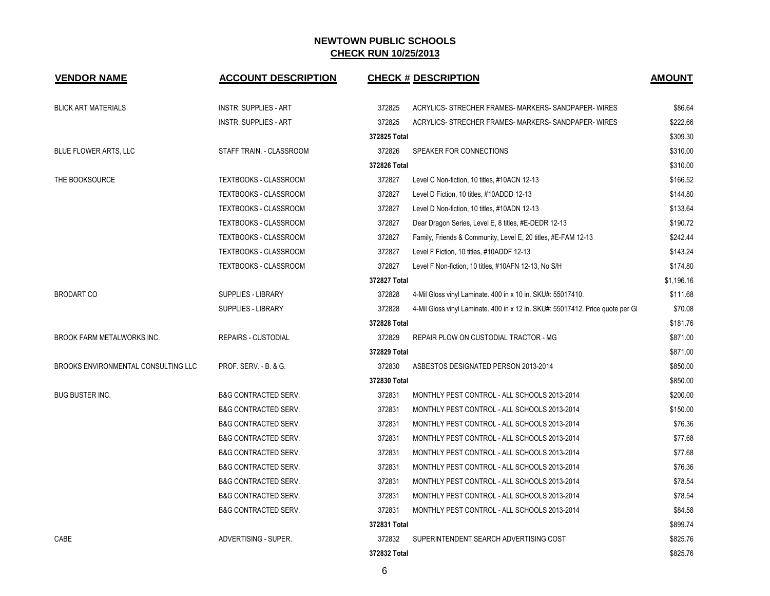# NEWTOWN PUBLIC SCHOOLS

## CHECK RUN 10/25/2013

| VENDOR NAME | ACCOUNT DESCRIPTION | CHECK # | DESCRIPTION | AMOUNT |
|---|---|---|---|---|
| BLICK ART MATERIALS | INSTR. SUPPLIES - ART | 372825 | ACRYLICS- STRECHER FRAMES- MARKERS- SANDPAPER- WIRES | $86.64 |
| | INSTR. SUPPLIES - ART | 372825 | ACRYLICS- STRECHER FRAMES- MARKERS- SANDPAPER- WIRES | $222.66 |
| | | 372825 Total | | $309.30 |
| BLUE FLOWER ARTS, LLC | STAFF TRAIN. - CLASSROOM | 372826 | SPEAKER FOR CONNECTIONS | $310.00 |
| | | 372826 Total | | $310.00 |
| THE BOOKSOURCE | TEXTBOOKS - CLASSROOM | 372827 | Level C Non-fiction, 10 titles, #10ACN 12-13 | $166.52 |
| | TEXTBOOKS - CLASSROOM | 372827 | Level D Fiction, 10 titles, #10ADDD 12-13 | $144.80 |
| | TEXTBOOKS - CLASSROOM | 372827 | Level D Non-fiction, 10 titles, #10ADN 12-13 | $133.64 |
| | TEXTBOOKS - CLASSROOM | 372827 | Dear Dragon Series, Level E, 8 titles, #E-DEDR 12-13 | $190.72 |
| | TEXTBOOKS - CLASSROOM | 372827 | Family, Friends & Community, Level E, 20 titles, #E-FAM 12-13 | $242.44 |
| | TEXTBOOKS - CLASSROOM | 372827 | Level F Fiction, 10 titles, #10ADDF 12-13 | $143.24 |
| | TEXTBOOKS - CLASSROOM | 372827 | Level F Non-fiction, 10 titles, #10AFN 12-13, No S/H | $174.80 |
| | | 372827 Total | | $1,196.16 |
| BRODART CO | SUPPLIES - LIBRARY | 372828 | 4-Mil Gloss vinyl Laminate. 400 in x 10 in. SKU#: 55017410. | $111.68 |
| | SUPPLIES - LIBRARY | 372828 | 4-Mil Gloss vinyl Laminate. 400 in x 12 in. SKU#: 55017412. Price quote per Gl | $70.08 |
| | | 372828 Total | | $181.76 |
| BROOK FARM METALWORKS INC. | REPAIRS - CUSTODIAL | 372829 | REPAIR PLOW ON CUSTODIAL TRACTOR - MG | $871.00 |
| | | 372829 Total | | $871.00 |
| BROOKS ENVIRONMENTAL CONSULTING LLC | PROF. SERV. - B. & G. | 372830 | ASBESTOS DESIGNATED PERSON 2013-2014 | $850.00 |
| | | 372830 Total | | $850.00 |
| BUG BUSTER INC. | B&G CONTRACTED SERV. | 372831 | MONTHLY PEST CONTROL - ALL SCHOOLS 2013-2014 | $200.00 |
| | B&G CONTRACTED SERV. | 372831 | MONTHLY PEST CONTROL - ALL SCHOOLS 2013-2014 | $150.00 |
| | B&G CONTRACTED SERV. | 372831 | MONTHLY PEST CONTROL - ALL SCHOOLS 2013-2014 | $76.36 |
| | B&G CONTRACTED SERV. | 372831 | MONTHLY PEST CONTROL - ALL SCHOOLS 2013-2014 | $77.68 |
| | B&G CONTRACTED SERV. | 372831 | MONTHLY PEST CONTROL - ALL SCHOOLS 2013-2014 | $77.68 |
| | B&G CONTRACTED SERV. | 372831 | MONTHLY PEST CONTROL - ALL SCHOOLS 2013-2014 | $76.36 |
| | B&G CONTRACTED SERV. | 372831 | MONTHLY PEST CONTROL - ALL SCHOOLS 2013-2014 | $78.54 |
| | B&G CONTRACTED SERV. | 372831 | MONTHLY PEST CONTROL - ALL SCHOOLS 2013-2014 | $78.54 |
| | B&G CONTRACTED SERV. | 372831 | MONTHLY PEST CONTROL - ALL SCHOOLS 2013-2014 | $84.58 |
| | | 372831 Total | | $899.74 |
| CABE | ADVERTISING - SUPER. | 372832 | SUPERINTENDENT SEARCH ADVERTISING COST | $825.76 |
| | | 372832 Total | | $825.76 |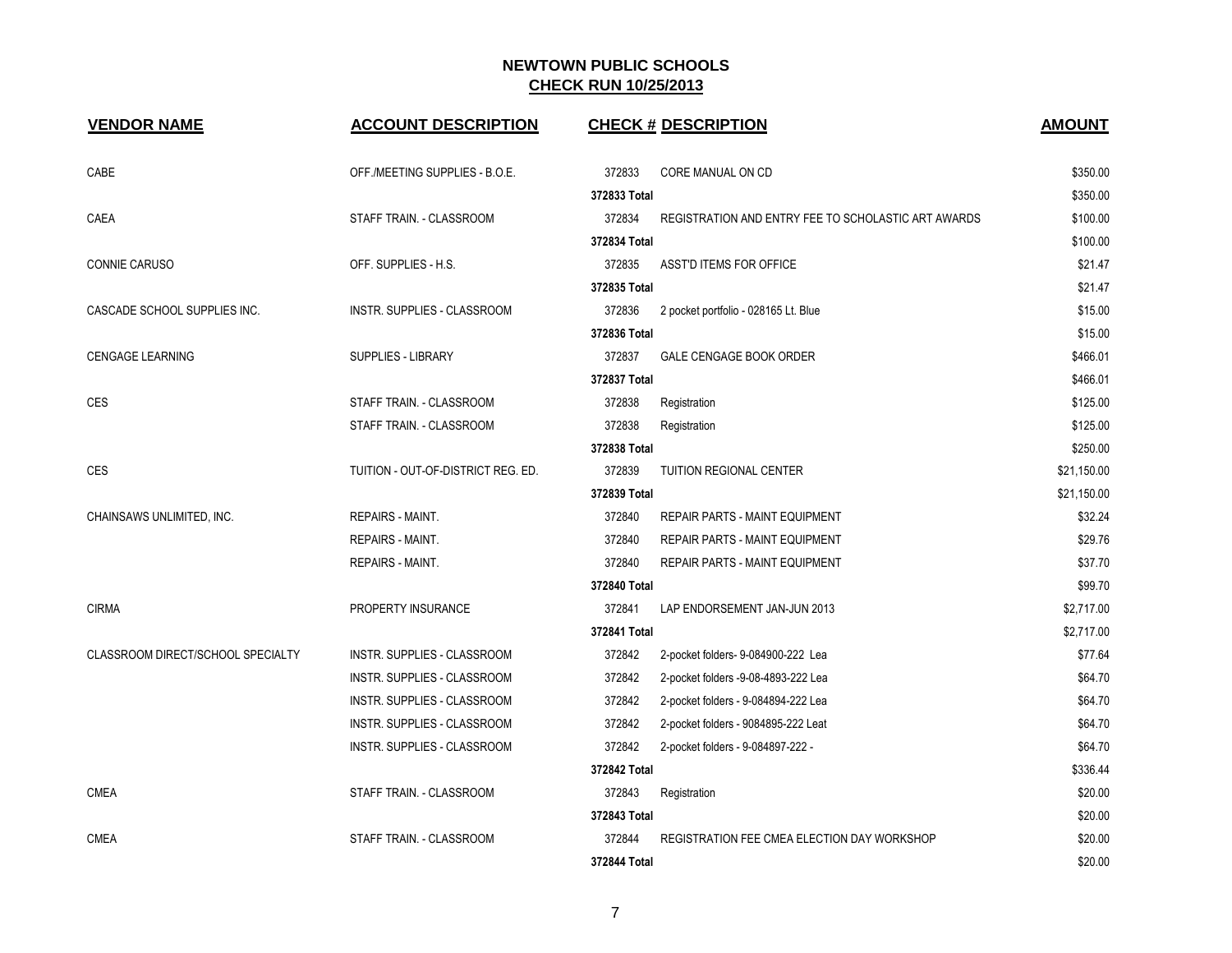# NEWTOWN PUBLIC SCHOOLS

## CHECK RUN 10/25/2013

| VENDOR NAME | ACCOUNT DESCRIPTION | CHECK # | DESCRIPTION | AMOUNT |
|---|---|---|---|---|
| CABE | OFF./MEETING SUPPLIES - B.O.E. | 372833 | CORE MANUAL ON CD | $350.00 |
| | | 372833 Total | | $350.00 |
| CAEA | STAFF TRAIN. - CLASSROOM | 372834 | REGISTRATION AND ENTRY FEE TO SCHOLASTIC ART AWARDS | $100.00 |
| | | 372834 Total | | $100.00 |
| CONNIE CARUSO | OFF. SUPPLIES - H.S. | 372835 | ASST'D ITEMS FOR OFFICE | $21.47 |
| | | 372835 Total | | $21.47 |
| CASCADE SCHOOL SUPPLIES INC. | INSTR. SUPPLIES - CLASSROOM | 372836 | 2 pocket portfolio - 028165 Lt. Blue | $15.00 |
| | | 372836 Total | | $15.00 |
| CENGAGE LEARNING | SUPPLIES - LIBRARY | 372837 | GALE CENGAGE BOOK ORDER | $466.01 |
| | | 372837 Total | | $466.01 |
| CES | STAFF TRAIN. - CLASSROOM | 372838 | Registration | $125.00 |
| | STAFF TRAIN. - CLASSROOM | 372838 | Registration | $125.00 |
| | | 372838 Total | | $250.00 |
| CES | TUITION - OUT-OF-DISTRICT REG. ED. | 372839 | TUITION REGIONAL CENTER | $21,150.00 |
| | | 372839 Total | | $21,150.00 |
| CHAINSAWS UNLIMITED, INC. | REPAIRS - MAINT. | 372840 | REPAIR PARTS - MAINT EQUIPMENT | $32.24 |
| | REPAIRS - MAINT. | 372840 | REPAIR PARTS - MAINT EQUIPMENT | $29.76 |
| | REPAIRS - MAINT. | 372840 | REPAIR PARTS - MAINT EQUIPMENT | $37.70 |
| | | 372840 Total | | $99.70 |
| CIRMA | PROPERTY INSURANCE | 372841 | LAP ENDORSEMENT JAN-JUN 2013 | $2,717.00 |
| | | 372841 Total | | $2,717.00 |
| CLASSROOM DIRECT/SCHOOL SPECIALTY | INSTR. SUPPLIES - CLASSROOM | 372842 | 2-pocket folders- 9-084900-222 Lea | $77.64 |
| | INSTR. SUPPLIES - CLASSROOM | 372842 | 2-pocket folders -9-08-4893-222 Lea | $64.70 |
| | INSTR. SUPPLIES - CLASSROOM | 372842 | 2-pocket folders - 9-084894-222 Lea | $64.70 |
| | INSTR. SUPPLIES - CLASSROOM | 372842 | 2-pocket folders - 9084895-222 Leat | $64.70 |
| | INSTR. SUPPLIES - CLASSROOM | 372842 | 2-pocket folders - 9-084897-222 - | $64.70 |
| | | 372842 Total | | $336.44 |
| CMEA | STAFF TRAIN. - CLASSROOM | 372843 | Registration | $20.00 |
| | | 372843 Total | | $20.00 |
| CMEA | STAFF TRAIN. - CLASSROOM | 372844 | REGISTRATION FEE CMEA ELECTION DAY WORKSHOP | $20.00 |
| | | 372844 Total | | $20.00 |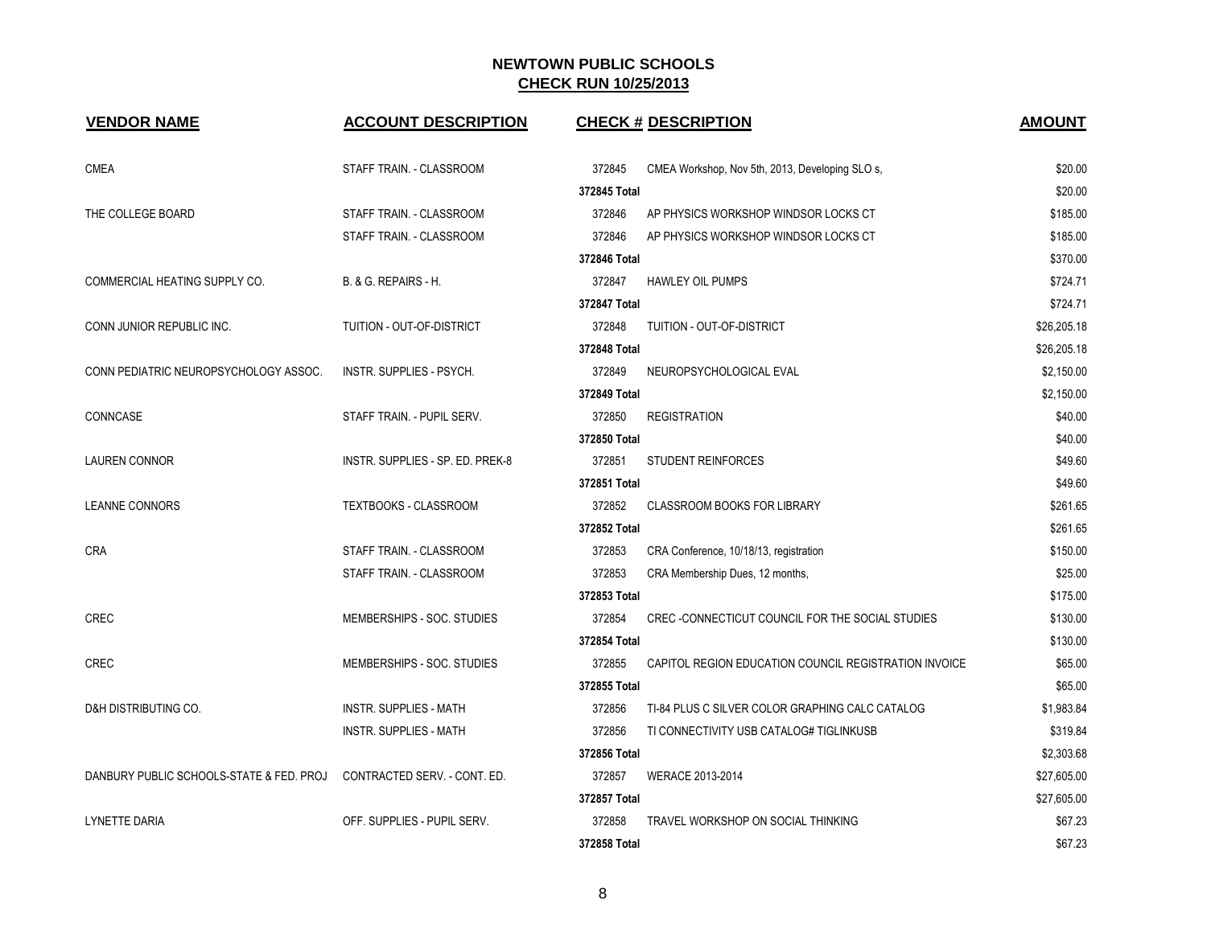# NEWTOWN PUBLIC SCHOOLS
## CHECK RUN 10/25/2013

| VENDOR NAME | ACCOUNT DESCRIPTION | CHECK # | DESCRIPTION | AMOUNT |
|---|---|---|---|---|
| CMEA | STAFF TRAIN. - CLASSROOM | 372845 | CMEA Workshop, Nov 5th, 2013, Developing SLO s, | $20.00 |
| | | **372845 Total** | | $20.00 |
| THE COLLEGE BOARD | STAFF TRAIN. - CLASSROOM | 372846 | AP PHYSICS WORKSHOP WINDSOR LOCKS CT | $185.00 |
| | STAFF TRAIN. - CLASSROOM | 372846 | AP PHYSICS WORKSHOP WINDSOR LOCKS CT | $185.00 |
| | | **372846 Total** | | $370.00 |
| COMMERCIAL HEATING SUPPLY CO. | B. & G. REPAIRS - H. | 372847 | HAWLEY OIL PUMPS | $724.71 |
| | | **372847 Total** | | $724.71 |
| CONN JUNIOR REPUBLIC INC. | TUITION - OUT-OF-DISTRICT | 372848 | TUITION - OUT-OF-DISTRICT | $26,205.18 |
| | | **372848 Total** | | $26,205.18 |
| CONN PEDIATRIC NEUROPSYCHOLOGY ASSOC. | INSTR. SUPPLIES - PSYCH. | 372849 | NEUROPSYCHOLOGICAL EVAL | $2,150.00 |
| | | **372849 Total** | | $2,150.00 |
| CONNCASE | STAFF TRAIN. - PUPIL SERV. | 372850 | REGISTRATION | $40.00 |
| | | **372850 Total** | | $40.00 |
| LAUREN CONNOR | INSTR. SUPPLIES - SP. ED. PREK-8 | 372851 | STUDENT REINFORCES | $49.60 |
| | | **372851 Total** | | $49.60 |
| LEANNE CONNORS | TEXTBOOKS - CLASSROOM | 372852 | CLASSROOM BOOKS FOR LIBRARY | $261.65 |
| | | **372852 Total** | | $261.65 |
| CRA | STAFF TRAIN. - CLASSROOM | 372853 | CRA Conference, 10/18/13, registration | $150.00 |
| | STAFF TRAIN. - CLASSROOM | 372853 | CRA Membership Dues, 12 months, | $25.00 |
| | | **372853 Total** | | $175.00 |
| CREC | MEMBERSHIPS - SOC. STUDIES | 372854 | CREC -CONNECTICUT COUNCIL FOR THE SOCIAL STUDIES | $130.00 |
| | | **372854 Total** | | $130.00 |
| CREC | MEMBERSHIPS - SOC. STUDIES | 372855 | CAPITOL REGION EDUCATION COUNCIL REGISTRATION INVOICE | $65.00 |
| | | **372855 Total** | | $65.00 |
| D&H DISTRIBUTING CO. | INSTR. SUPPLIES - MATH | 372856 | TI-84 PLUS C SILVER COLOR GRAPHING CALC CATALOG | $1,983.84 |
| | INSTR. SUPPLIES - MATH | 372856 | TI CONNECTIVITY USB CATALOG# TIGLINKUSB | $319.84 |
| | | **372856 Total** | | $2,303.68 |
| DANBURY PUBLIC SCHOOLS-STATE & FED. PROJ | CONTRACTED SERV. - CONT. ED. | 372857 | WERACE 2013-2014 | $27,605.00 |
| | | **372857 Total** | | $27,605.00 |
| LYNETTE DARIA | OFF. SUPPLIES - PUPIL SERV. | 372858 | TRAVEL WORKSHOP ON SOCIAL THINKING | $67.23 |
| | | **372858 Total** | | $67.23 |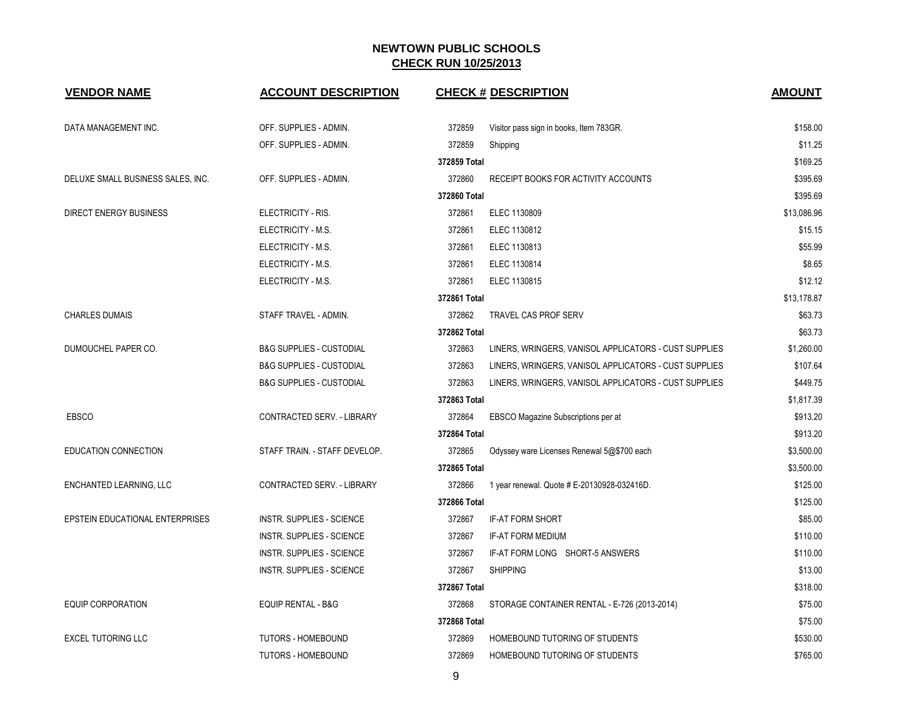# NEWTOWN PUBLIC SCHOOLS

## CHECK RUN 10/25/2013

| VENDOR NAME | ACCOUNT DESCRIPTION | CHECK # | DESCRIPTION | AMOUNT |
|---|---|---|---|---|
| DATA MANAGEMENT INC. | OFF. SUPPLIES - ADMIN. | 372859 | Visitor pass sign in books, Item 783GR. | $158.00 |
| | OFF. SUPPLIES - ADMIN. | 372859 | Shipping | $11.25 |
| | | 372859 Total | | $169.25 |
| DELUXE SMALL BUSINESS SALES, INC. | OFF. SUPPLIES - ADMIN. | 372860 | RECEIPT BOOKS FOR ACTIVITY ACCOUNTS | $395.69 |
| | | 372860 Total | | $395.69 |
| DIRECT ENERGY BUSINESS | ELECTRICITY - RIS. | 372861 | ELEC 1130809 | $13,086.96 |
| | ELECTRICITY - M.S. | 372861 | ELEC 1130812 | $15.15 |
| | ELECTRICITY - M.S. | 372861 | ELEC 1130813 | $55.99 |
| | ELECTRICITY - M.S. | 372861 | ELEC 1130814 | $8.65 |
| | ELECTRICITY - M.S. | 372861 | ELEC 1130815 | $12.12 |
| | | 372861 Total | | $13,178.87 |
| CHARLES DUMAIS | STAFF TRAVEL - ADMIN. | 372862 | TRAVEL CAS PROF SERV | $63.73 |
| | | 372862 Total | | $63.73 |
| DUMOUCHEL PAPER CO. | B&G SUPPLIES - CUSTODIAL | 372863 | LINERS, WRINGERS, VANISOL APPLICATORS - CUST SUPPLIES | $1,260.00 |
| | B&G SUPPLIES - CUSTODIAL | 372863 | LINERS, WRINGERS, VANISOL APPLICATORS - CUST SUPPLIES | $107.64 |
| | B&G SUPPLIES - CUSTODIAL | 372863 | LINERS, WRINGERS, VANISOL APPLICATORS - CUST SUPPLIES | $449.75 |
| | | 372863 Total | | $1,817.39 |
| EBSCO | CONTRACTED SERV. - LIBRARY | 372864 | EBSCO Magazine Subscriptions per at | $913.20 |
| | | 372864 Total | | $913.20 |
| EDUCATION CONNECTION | STAFF TRAIN. - STAFF DEVELOP. | 372865 | Odyssey ware Licenses Renewal 5@$700 each | $3,500.00 |
| | | 372865 Total | | $3,500.00 |
| ENCHANTED LEARNING, LLC | CONTRACTED SERV. - LIBRARY | 372866 | 1 year renewal. Quote # E-20130928-032416D. | $125.00 |
| | | 372866 Total | | $125.00 |
| EPSTEIN EDUCATIONAL ENTERPRISES | INSTR. SUPPLIES - SCIENCE | 372867 | IF-AT FORM SHORT | $85.00 |
| | INSTR. SUPPLIES - SCIENCE | 372867 | IF-AT FORM MEDIUM | $110.00 |
| | INSTR. SUPPLIES - SCIENCE | 372867 | IF-AT FORM LONG SHORT-5 ANSWERS | $110.00 |
| | INSTR. SUPPLIES - SCIENCE | 372867 | SHIPPING | $13.00 |
| | | 372867 Total | | $318.00 |
| EQUIP CORPORATION | EQUIP RENTAL - B&G | 372868 | STORAGE CONTAINER RENTAL - E-726 (2013-2014) | $75.00 |
| | | 372868 Total | | $75.00 |
| EXCEL TUTORING LLC | TUTORS - HOMEBOUND | 372869 | HOMEBOUND TUTORING OF STUDENTS | $530.00 |
| | TUTORS - HOMEBOUND | 372869 | HOMEBOUND TUTORING OF STUDENTS | $765.00 |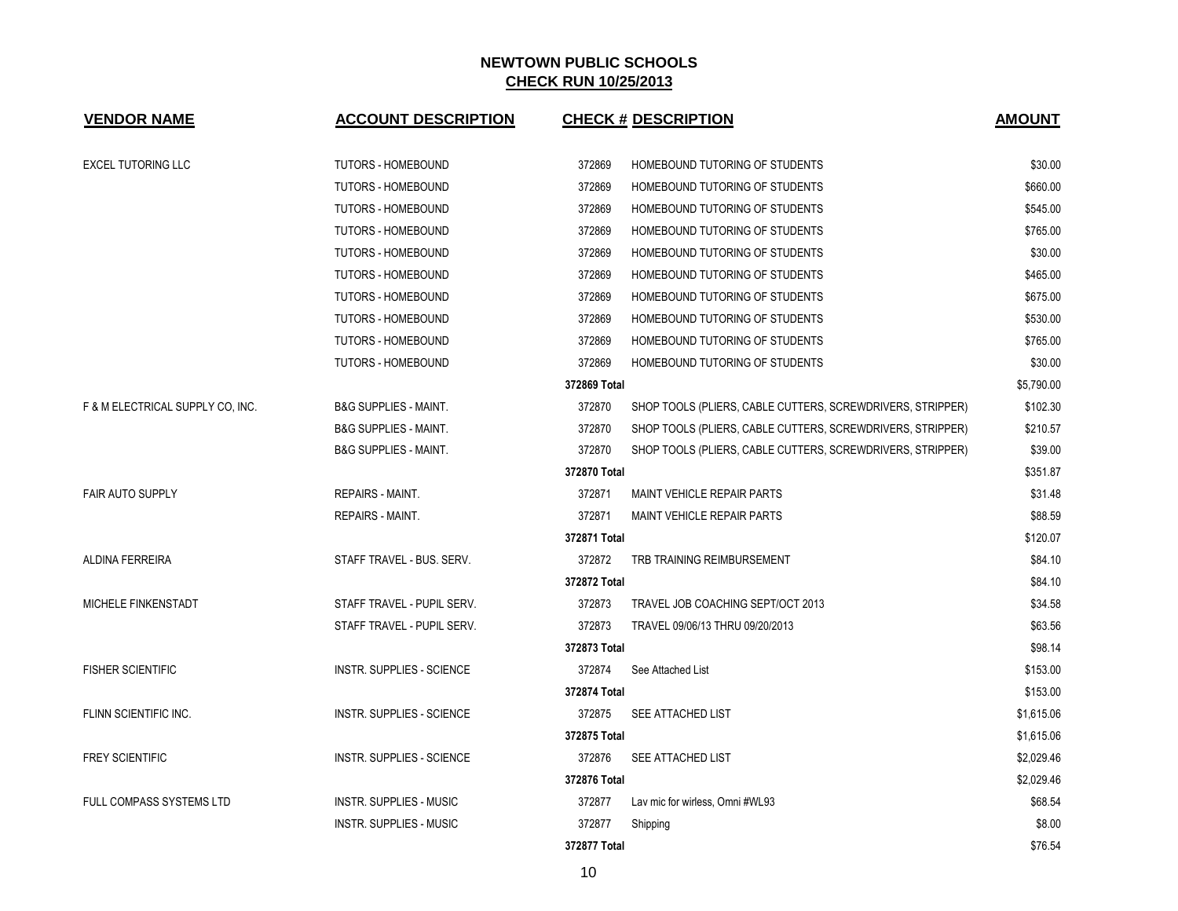# NEWTOWN PUBLIC SCHOOLS

## CHECK RUN 10/25/2013

| VENDOR NAME | ACCOUNT DESCRIPTION | CHECK # | DESCRIPTION | AMOUNT |
|---|---|---|---|---|
| EXCEL TUTORING LLC | TUTORS - HOMEBOUND | 372869 | HOMEBOUND TUTORING OF STUDENTS | $30.00 |
| | TUTORS - HOMEBOUND | 372869 | HOMEBOUND TUTORING OF STUDENTS | $660.00 |
| | TUTORS - HOMEBOUND | 372869 | HOMEBOUND TUTORING OF STUDENTS | $545.00 |
| | TUTORS - HOMEBOUND | 372869 | HOMEBOUND TUTORING OF STUDENTS | $765.00 |
| | TUTORS - HOMEBOUND | 372869 | HOMEBOUND TUTORING OF STUDENTS | $30.00 |
| | TUTORS - HOMEBOUND | 372869 | HOMEBOUND TUTORING OF STUDENTS | $465.00 |
| | TUTORS - HOMEBOUND | 372869 | HOMEBOUND TUTORING OF STUDENTS | $675.00 |
| | TUTORS - HOMEBOUND | 372869 | HOMEBOUND TUTORING OF STUDENTS | $530.00 |
| | TUTORS - HOMEBOUND | 372869 | HOMEBOUND TUTORING OF STUDENTS | $765.00 |
| | TUTORS - HOMEBOUND | 372869 | HOMEBOUND TUTORING OF STUDENTS | $30.00 |
| | | 372869 Total | | $5,790.00 |
| F & M ELECTRICAL SUPPLY CO, INC. | B&G SUPPLIES - MAINT. | 372870 | SHOP TOOLS (PLIERS, CABLE CUTTERS, SCREWDRIVERS, STRIPPER) | $102.30 |
| | B&G SUPPLIES - MAINT. | 372870 | SHOP TOOLS (PLIERS, CABLE CUTTERS, SCREWDRIVERS, STRIPPER) | $210.57 |
| | B&G SUPPLIES - MAINT. | 372870 | SHOP TOOLS (PLIERS, CABLE CUTTERS, SCREWDRIVERS, STRIPPER) | $39.00 |
| | | 372870 Total | | $351.87 |
| FAIR AUTO SUPPLY | REPAIRS - MAINT. | 372871 | MAINT VEHICLE REPAIR PARTS | $31.48 |
| | REPAIRS - MAINT. | 372871 | MAINT VEHICLE REPAIR PARTS | $88.59 |
| | | 372871 Total | | $120.07 |
| ALDINA FERREIRA | STAFF TRAVEL - BUS. SERV. | 372872 | TRB TRAINING REIMBURSEMENT | $84.10 |
| | | 372872 Total | | $84.10 |
| MICHELE FINKENSTADT | STAFF TRAVEL - PUPIL SERV. | 372873 | TRAVEL JOB COACHING SEPT/OCT 2013 | $34.58 |
| | STAFF TRAVEL - PUPIL SERV. | 372873 | TRAVEL 09/06/13 THRU 09/20/2013 | $63.56 |
| | | 372873 Total | | $98.14 |
| FISHER SCIENTIFIC | INSTR. SUPPLIES - SCIENCE | 372874 | See Attached List | $153.00 |
| | | 372874 Total | | $153.00 |
| FLINN SCIENTIFIC INC. | INSTR. SUPPLIES - SCIENCE | 372875 | SEE ATTACHED LIST | $1,615.06 |
| | | 372875 Total | | $1,615.06 |
| FREY SCIENTIFIC | INSTR. SUPPLIES - SCIENCE | 372876 | SEE ATTACHED LIST | $2,029.46 |
| | | 372876 Total | | $2,029.46 |
| FULL COMPASS SYSTEMS LTD | INSTR. SUPPLIES - MUSIC | 372877 | Lav mic for wirless, Omni #WL93 | $68.54 |
| | INSTR. SUPPLIES - MUSIC | 372877 | Shipping | $8.00 |
| | | 372877 Total | | $76.54 |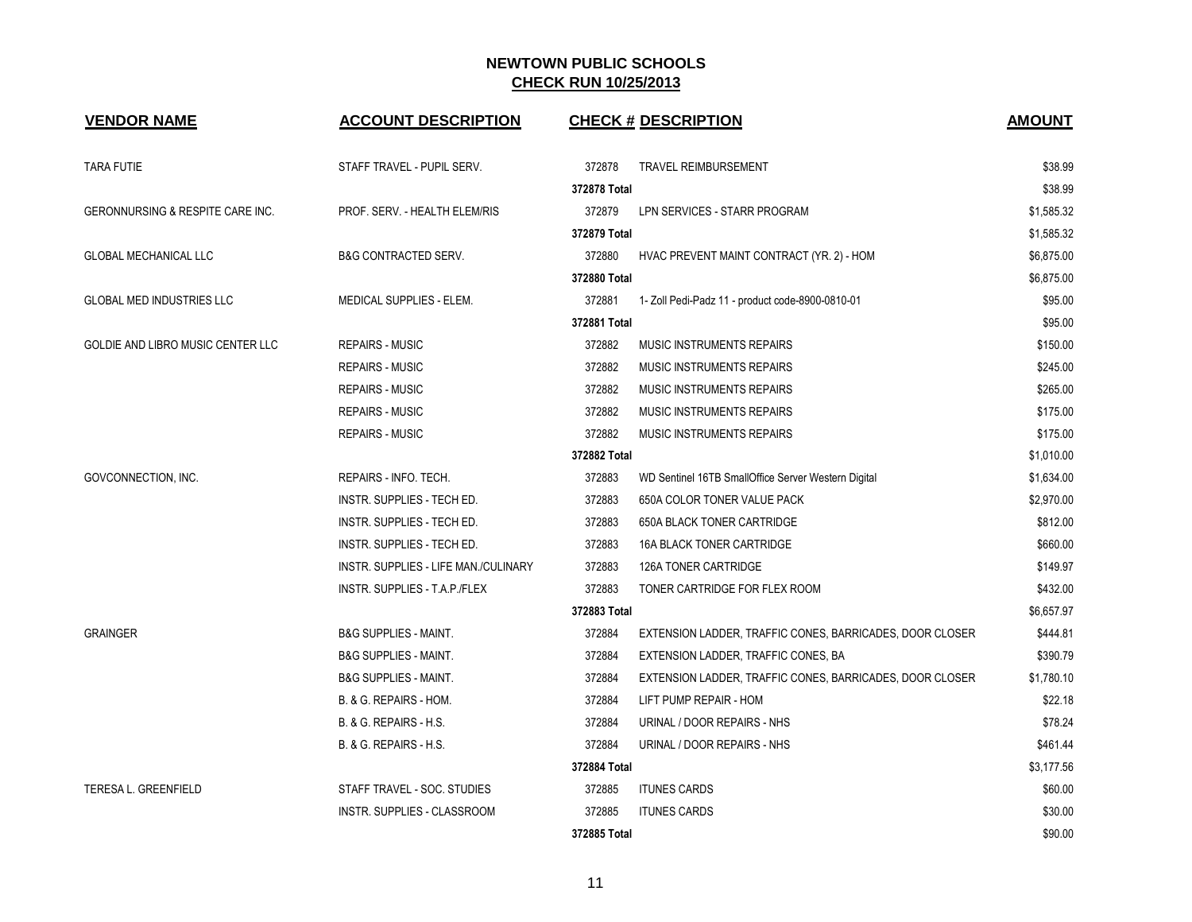# NEWTOWN PUBLIC SCHOOLS

## CHECK RUN 10/25/2013

| VENDOR NAME | ACCOUNT DESCRIPTION | CHECK # | DESCRIPTION | AMOUNT |
|---|---|---|---|---|
| TARA FUTIE | STAFF TRAVEL - PUPIL SERV. | 372878 | TRAVEL REIMBURSEMENT | $38.99 |
| | | 372878 Total | | $38.99 |
| GERONNURSING & RESPITE CARE INC. | PROF. SERV. - HEALTH ELEM/RIS | 372879 | LPN SERVICES - STARR PROGRAM | $1,585.32 |
| | | 372879 Total | | $1,585.32 |
| GLOBAL MECHANICAL LLC | B&G CONTRACTED SERV. | 372880 | HVAC PREVENT MAINT CONTRACT (YR. 2) - HOM | $6,875.00 |
| | | 372880 Total | | $6,875.00 |
| GLOBAL MED INDUSTRIES LLC | MEDICAL SUPPLIES - ELEM. | 372881 | 1- Zoll Pedi-Padz 11 - product code-8900-0810-01 | $95.00 |
| | | 372881 Total | | $95.00 |
| GOLDIE AND LIBRO MUSIC CENTER LLC | REPAIRS - MUSIC | 372882 | MUSIC INSTRUMENTS REPAIRS | $150.00 |
| | REPAIRS - MUSIC | 372882 | MUSIC INSTRUMENTS REPAIRS | $245.00 |
| | REPAIRS - MUSIC | 372882 | MUSIC INSTRUMENTS REPAIRS | $265.00 |
| | REPAIRS - MUSIC | 372882 | MUSIC INSTRUMENTS REPAIRS | $175.00 |
| | REPAIRS - MUSIC | 372882 | MUSIC INSTRUMENTS REPAIRS | $175.00 |
| | | 372882 Total | | $1,010.00 |
| GOVCONNECTION, INC. | REPAIRS - INFO. TECH. | 372883 | WD Sentinel 16TB SmallOffice Server Western Digital | $1,634.00 |
| | INSTR. SUPPLIES - TECH ED. | 372883 | 650A COLOR TONER VALUE PACK | $2,970.00 |
| | INSTR. SUPPLIES - TECH ED. | 372883 | 650A BLACK TONER CARTRIDGE | $812.00 |
| | INSTR. SUPPLIES - TECH ED. | 372883 | 16A BLACK TONER CARTRIDGE | $660.00 |
| | INSTR. SUPPLIES - LIFE MAN./CULINARY | 372883 | 126A TONER CARTRIDGE | $149.97 |
| | INSTR. SUPPLIES - T.A.P./FLEX | 372883 | TONER CARTRIDGE FOR FLEX ROOM | $432.00 |
| | | 372883 Total | | $6,657.97 |
| GRAINGER | B&G SUPPLIES - MAINT. | 372884 | EXTENSION LADDER, TRAFFIC CONES, BARRICADES, DOOR CLOSER | $444.81 |
| | B&G SUPPLIES - MAINT. | 372884 | EXTENSION LADDER, TRAFFIC CONES, BA | $390.79 |
| | B&G SUPPLIES - MAINT. | 372884 | EXTENSION LADDER, TRAFFIC CONES, BARRICADES, DOOR CLOSER | $1,780.10 |
| | B. & G. REPAIRS - HOM. | 372884 | LIFT PUMP REPAIR - HOM | $22.18 |
| | B. & G. REPAIRS - H.S. | 372884 | URINAL / DOOR REPAIRS - NHS | $78.24 |
| | B. & G. REPAIRS - H.S. | 372884 | URINAL / DOOR REPAIRS - NHS | $461.44 |
| | | 372884 Total | | $3,177.56 |
| TERESA L. GREENFIELD | STAFF TRAVEL - SOC. STUDIES | 372885 | ITUNES CARDS | $60.00 |
| | INSTR. SUPPLIES - CLASSROOM | 372885 | ITUNES CARDS | $30.00 |
| | | 372885 Total | | $90.00 |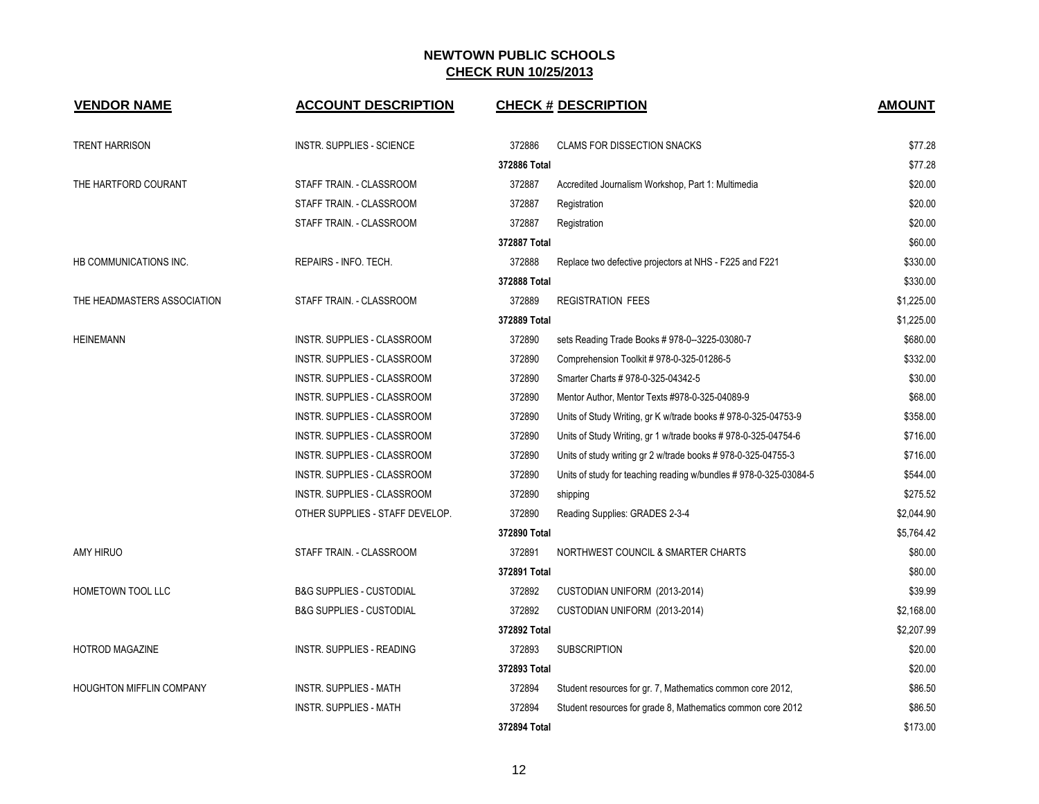# NEWTOWN PUBLIC SCHOOLS
## CHECK RUN 10/25/2013

| VENDOR NAME | ACCOUNT DESCRIPTION | CHECK # | DESCRIPTION | AMOUNT |
|---|---|---|---|---|
| TRENT HARRISON | INSTR. SUPPLIES - SCIENCE | 372886 | CLAMS FOR DISSECTION SNACKS | $77.28 |
| | | 372886 Total | | $77.28 |
| THE HARTFORD COURANT | STAFF TRAIN. - CLASSROOM | 372887 | Accredited Journalism Workshop, Part 1: Multimedia | $20.00 |
| | STAFF TRAIN. - CLASSROOM | 372887 | Registration | $20.00 |
| | STAFF TRAIN. - CLASSROOM | 372887 | Registration | $20.00 |
| | | 372887 Total | | $60.00 |
| HB COMMUNICATIONS INC. | REPAIRS - INFO. TECH. | 372888 | Replace two defective projectors at NHS - F225 and F221 | $330.00 |
| | | 372888 Total | | $330.00 |
| THE HEADMASTERS ASSOCIATION | STAFF TRAIN. - CLASSROOM | 372889 | REGISTRATION FEES | $1,225.00 |
| | | 372889 Total | | $1,225.00 |
| HEINEMANN | INSTR. SUPPLIES - CLASSROOM | 372890 | sets Reading Trade Books # 978-0--3225-03080-7 | $680.00 |
| | INSTR. SUPPLIES - CLASSROOM | 372890 | Comprehension Toolkit # 978-0-325-01286-5 | $332.00 |
| | INSTR. SUPPLIES - CLASSROOM | 372890 | Smarter Charts # 978-0-325-04342-5 | $30.00 |
| | INSTR. SUPPLIES - CLASSROOM | 372890 | Mentor Author, Mentor Texts #978-0-325-04089-9 | $68.00 |
| | INSTR. SUPPLIES - CLASSROOM | 372890 | Units of Study Writing, gr K w/trade books # 978-0-325-04753-9 | $358.00 |
| | INSTR. SUPPLIES - CLASSROOM | 372890 | Units of Study Writing, gr 1 w/trade books # 978-0-325-04754-6 | $716.00 |
| | INSTR. SUPPLIES - CLASSROOM | 372890 | Units of study writing gr 2 w/trade books # 978-0-325-04755-3 | $716.00 |
| | INSTR. SUPPLIES - CLASSROOM | 372890 | Units of study for teaching reading w/bundles # 978-0-325-03084-5 | $544.00 |
| | INSTR. SUPPLIES - CLASSROOM | 372890 | shipping | $275.52 |
| | OTHER SUPPLIES - STAFF DEVELOP. | 372890 | Reading Supplies: GRADES 2-3-4 | $2,044.90 |
| | | 372890 Total | | $5,764.42 |
| AMY HIRUO | STAFF TRAIN. - CLASSROOM | 372891 | NORTHWEST COUNCIL & SMARTER CHARTS | $80.00 |
| | | 372891 Total | | $80.00 |
| HOMETOWN TOOL LLC | B&G SUPPLIES - CUSTODIAL | 372892 | CUSTODIAN UNIFORM (2013-2014) | $39.99 |
| | B&G SUPPLIES - CUSTODIAL | 372892 | CUSTODIAN UNIFORM (2013-2014) | $2,168.00 |
| | | 372892 Total | | $2,207.99 |
| HOTROD MAGAZINE | INSTR. SUPPLIES - READING | 372893 | SUBSCRIPTION | $20.00 |
| | | 372893 Total | | $20.00 |
| HOUGHTON MIFFLIN COMPANY | INSTR. SUPPLIES - MATH | 372894 | Student resources for gr. 7, Mathematics common core 2012, | $86.50 |
| | INSTR. SUPPLIES - MATH | 372894 | Student resources for grade 8, Mathematics common core 2012 | $86.50 |
| | | 372894 Total | | $173.00 |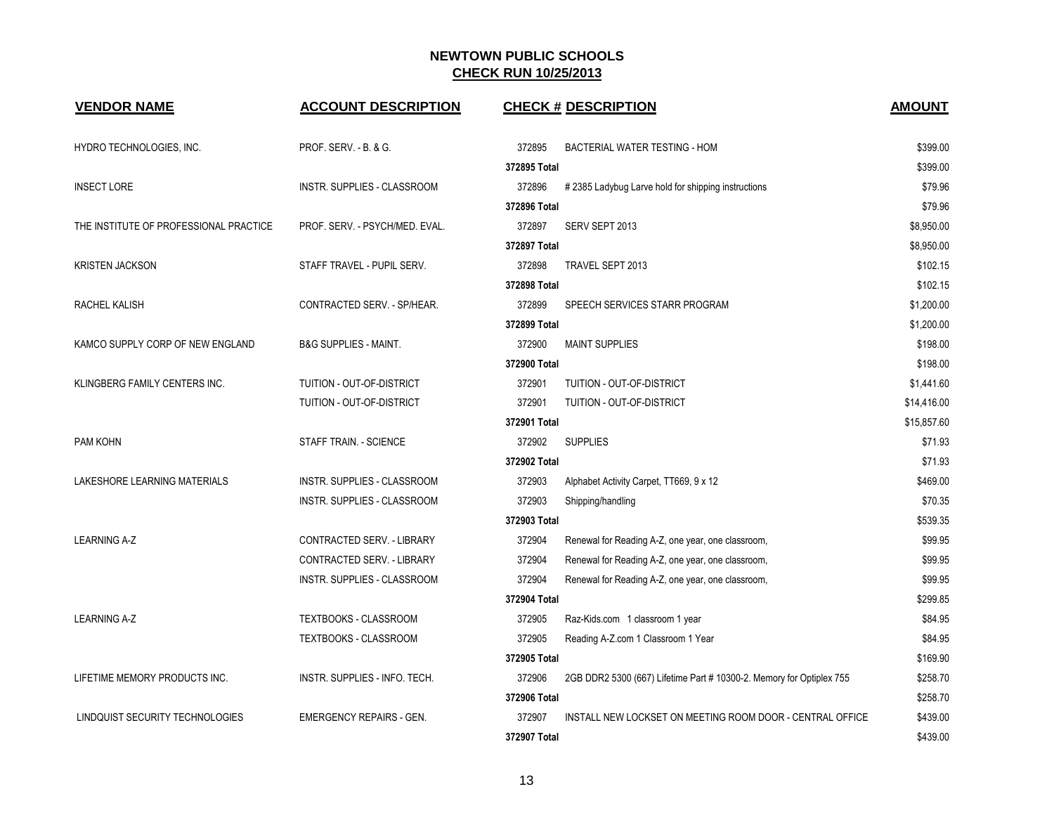# NEWTOWN PUBLIC SCHOOLS

## CHECK RUN 10/25/2013

| VENDOR NAME | ACCOUNT DESCRIPTION | CHECK # | DESCRIPTION | AMOUNT |
|---|---|---|---|---|
| HYDRO TECHNOLOGIES, INC. | PROF. SERV. - B. & G. | 372895 | BACTERIAL WATER TESTING - HOM | $399.00 |
| | | 372895 Total | | $399.00 |
| INSECT LORE | INSTR. SUPPLIES - CLASSROOM | 372896 | # 2385 Ladybug Larve hold for shipping instructions | $79.96 |
| | | 372896 Total | | $79.96 |
| THE INSTITUTE OF PROFESSIONAL PRACTICE | PROF. SERV. - PSYCH/MED. EVAL. | 372897 | SERV SEPT 2013 | $8,950.00 |
| | | 372897 Total | | $8,950.00 |
| KRISTEN JACKSON | STAFF TRAVEL - PUPIL SERV. | 372898 | TRAVEL SEPT 2013 | $102.15 |
| | | 372898 Total | | $102.15 |
| RACHEL KALISH | CONTRACTED SERV. - SP/HEAR. | 372899 | SPEECH SERVICES STARR PROGRAM | $1,200.00 |
| | | 372899 Total | | $1,200.00 |
| KAMCO SUPPLY CORP OF NEW ENGLAND | B&G SUPPLIES - MAINT. | 372900 | MAINT SUPPLIES | $198.00 |
| | | 372900 Total | | $198.00 |
| KLINGBERG FAMILY CENTERS INC. | TUITION - OUT-OF-DISTRICT | 372901 | TUITION - OUT-OF-DISTRICT | $1,441.60 |
| | TUITION - OUT-OF-DISTRICT | 372901 | TUITION - OUT-OF-DISTRICT | $14,416.00 |
| | | 372901 Total | | $15,857.60 |
| PAM KOHN | STAFF TRAIN. - SCIENCE | 372902 | SUPPLIES | $71.93 |
| | | 372902 Total | | $71.93 |
| LAKESHORE LEARNING MATERIALS | INSTR. SUPPLIES - CLASSROOM | 372903 | Alphabet Activity Carpet, TT669, 9 x 12 | $469.00 |
| | INSTR. SUPPLIES - CLASSROOM | 372903 | Shipping/handling | $70.35 |
| | | 372903 Total | | $539.35 |
| LEARNING A-Z | CONTRACTED SERV. - LIBRARY | 372904 | Renewal for Reading A-Z, one year, one classroom, | $99.95 |
| | CONTRACTED SERV. - LIBRARY | 372904 | Renewal for Reading A-Z, one year, one classroom, | $99.95 |
| | INSTR. SUPPLIES - CLASSROOM | 372904 | Renewal for Reading A-Z, one year, one classroom, | $99.95 |
| | | 372904 Total | | $299.85 |
| LEARNING A-Z | TEXTBOOKS - CLASSROOM | 372905 | Raz-Kids.com 1 classroom 1 year | $84.95 |
| | TEXTBOOKS - CLASSROOM | 372905 | Reading A-Z.com 1 Classroom 1 Year | $84.95 |
| | | 372905 Total | | $169.90 |
| LIFETIME MEMORY PRODUCTS INC. | INSTR. SUPPLIES - INFO. TECH. | 372906 | 2GB DDR2 5300 (667) Lifetime Part # 10300-2. Memory for Optiplex 755 | $258.70 |
| | | 372906 Total | | $258.70 |
| LINDQUIST SECURITY TECHNOLOGIES | EMERGENCY REPAIRS - GEN. | 372907 | INSTALL NEW LOCKSET ON MEETING ROOM DOOR - CENTRAL OFFICE | $439.00 |
| | | 372907 Total | | $439.00 |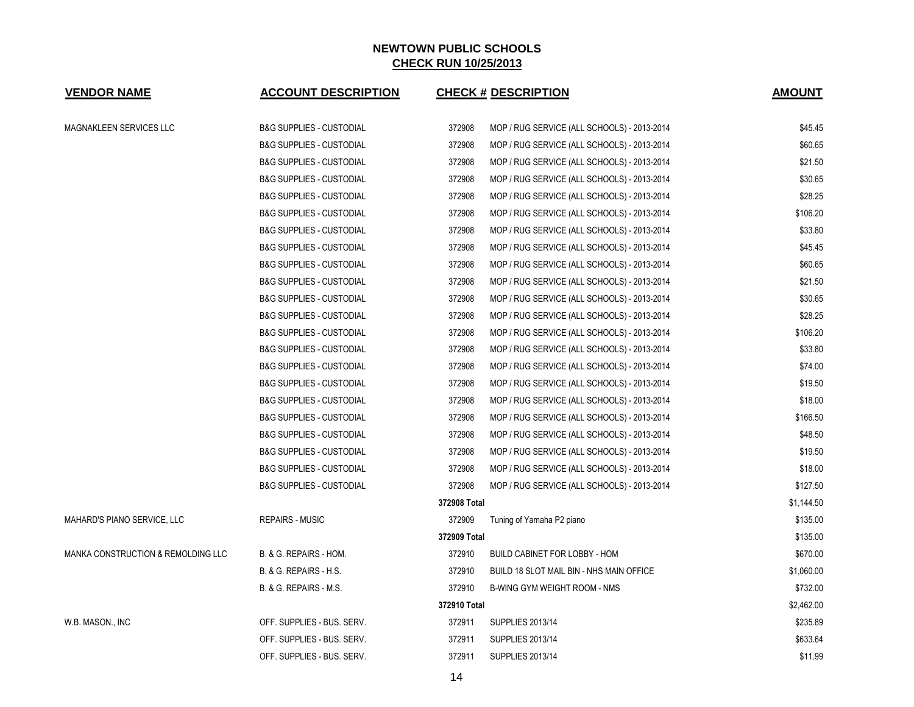# NEWTOWN PUBLIC SCHOOLS

## CHECK RUN 10/25/2013

| VENDOR NAME | ACCOUNT DESCRIPTION | CHECK # | DESCRIPTION | AMOUNT |
|---|---|---|---|---|
| MAGNAKLEEN SERVICES LLC | B&G SUPPLIES - CUSTODIAL | 372908 | MOP / RUG SERVICE (ALL SCHOOLS) - 2013-2014 | $45.45 |
| | B&G SUPPLIES - CUSTODIAL | 372908 | MOP / RUG SERVICE (ALL SCHOOLS) - 2013-2014 | $60.65 |
| | B&G SUPPLIES - CUSTODIAL | 372908 | MOP / RUG SERVICE (ALL SCHOOLS) - 2013-2014 | $21.50 |
| | B&G SUPPLIES - CUSTODIAL | 372908 | MOP / RUG SERVICE (ALL SCHOOLS) - 2013-2014 | $30.65 |
| | B&G SUPPLIES - CUSTODIAL | 372908 | MOP / RUG SERVICE (ALL SCHOOLS) - 2013-2014 | $28.25 |
| | B&G SUPPLIES - CUSTODIAL | 372908 | MOP / RUG SERVICE (ALL SCHOOLS) - 2013-2014 | $106.20 |
| | B&G SUPPLIES - CUSTODIAL | 372908 | MOP / RUG SERVICE (ALL SCHOOLS) - 2013-2014 | $33.80 |
| | B&G SUPPLIES - CUSTODIAL | 372908 | MOP / RUG SERVICE (ALL SCHOOLS) - 2013-2014 | $45.45 |
| | B&G SUPPLIES - CUSTODIAL | 372908 | MOP / RUG SERVICE (ALL SCHOOLS) - 2013-2014 | $60.65 |
| | B&G SUPPLIES - CUSTODIAL | 372908 | MOP / RUG SERVICE (ALL SCHOOLS) - 2013-2014 | $21.50 |
| | B&G SUPPLIES - CUSTODIAL | 372908 | MOP / RUG SERVICE (ALL SCHOOLS) - 2013-2014 | $30.65 |
| | B&G SUPPLIES - CUSTODIAL | 372908 | MOP / RUG SERVICE (ALL SCHOOLS) - 2013-2014 | $28.25 |
| | B&G SUPPLIES - CUSTODIAL | 372908 | MOP / RUG SERVICE (ALL SCHOOLS) - 2013-2014 | $106.20 |
| | B&G SUPPLIES - CUSTODIAL | 372908 | MOP / RUG SERVICE (ALL SCHOOLS) - 2013-2014 | $33.80 |
| | B&G SUPPLIES - CUSTODIAL | 372908 | MOP / RUG SERVICE (ALL SCHOOLS) - 2013-2014 | $74.00 |
| | B&G SUPPLIES - CUSTODIAL | 372908 | MOP / RUG SERVICE (ALL SCHOOLS) - 2013-2014 | $19.50 |
| | B&G SUPPLIES - CUSTODIAL | 372908 | MOP / RUG SERVICE (ALL SCHOOLS) - 2013-2014 | $18.00 |
| | B&G SUPPLIES - CUSTODIAL | 372908 | MOP / RUG SERVICE (ALL SCHOOLS) - 2013-2014 | $166.50 |
| | B&G SUPPLIES - CUSTODIAL | 372908 | MOP / RUG SERVICE (ALL SCHOOLS) - 2013-2014 | $48.50 |
| | B&G SUPPLIES - CUSTODIAL | 372908 | MOP / RUG SERVICE (ALL SCHOOLS) - 2013-2014 | $19.50 |
| | B&G SUPPLIES - CUSTODIAL | 372908 | MOP / RUG SERVICE (ALL SCHOOLS) - 2013-2014 | $18.00 |
| | B&G SUPPLIES - CUSTODIAL | 372908 | MOP / RUG SERVICE (ALL SCHOOLS) - 2013-2014 | $127.50 |
| | | **372908 Total** | | $1,144.50 |
| MAHARD'S PIANO SERVICE, LLC | REPAIRS - MUSIC | 372909 | Tuning of Yamaha P2 piano | $135.00 |
| | | **372909 Total** | | $135.00 |
| MANKA CONSTRUCTION & REMOLDING LLC | B. & G. REPAIRS - HOM. | 372910 | BUILD CABINET FOR LOBBY - HOM | $670.00 |
| | B. & G. REPAIRS - H.S. | 372910 | BUILD 18 SLOT MAIL BIN - NHS MAIN OFFICE | $1,060.00 |
| | B. & G. REPAIRS - M.S. | 372910 | B-WING GYM WEIGHT ROOM - NMS | $732.00 |
| | | **372910 Total** | | $2,462.00 |
| W.B. MASON., INC | OFF. SUPPLIES - BUS. SERV. | 372911 | SUPPLIES 2013/14 | $235.89 |
| | OFF. SUPPLIES - BUS. SERV. | 372911 | SUPPLIES 2013/14 | $633.64 |
| | OFF. SUPPLIES - BUS. SERV. | 372911 | SUPPLIES 2013/14 | $11.99 |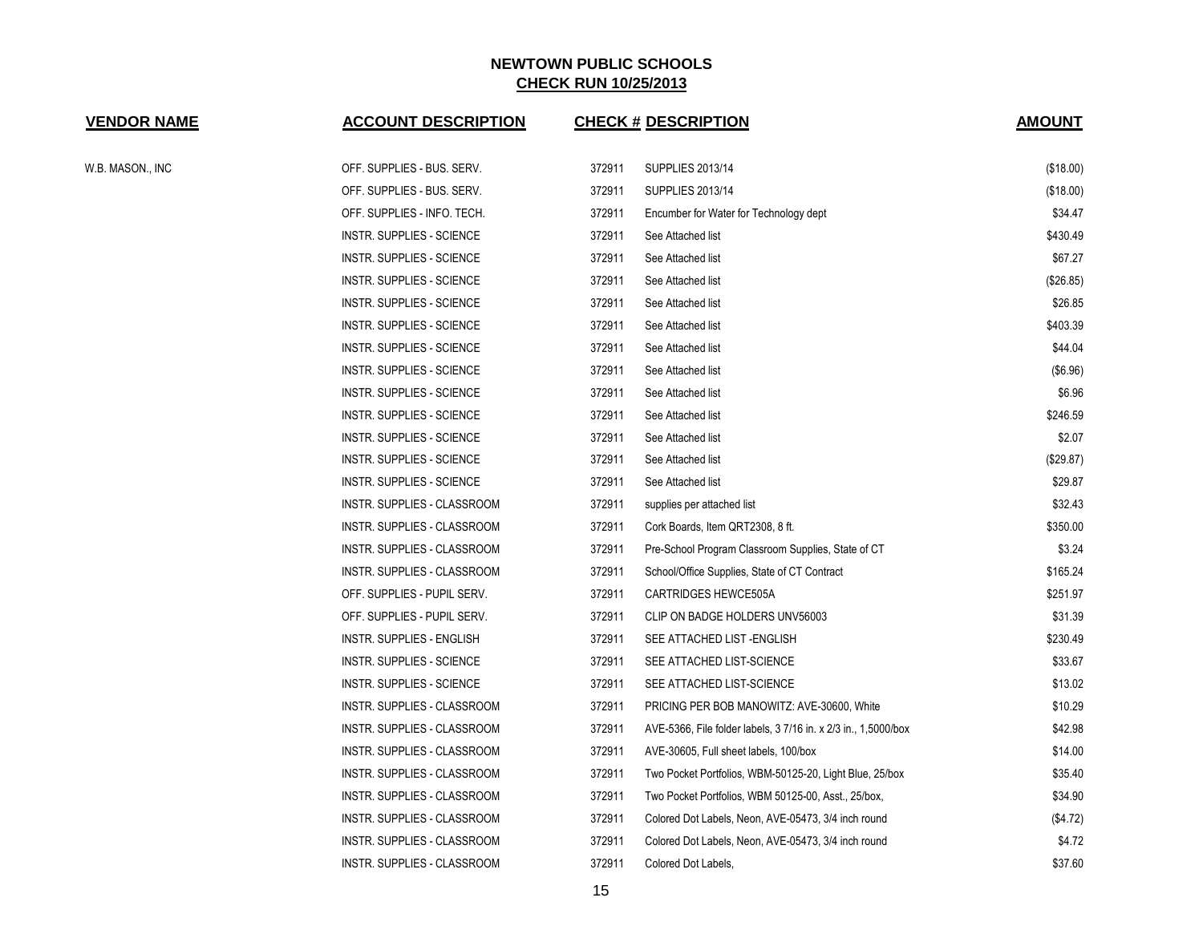# NEWTOWN PUBLIC SCHOOLS

## CHECK RUN 10/25/2013

| VENDOR NAME | ACCOUNT DESCRIPTION | CHECK # | DESCRIPTION | AMOUNT |
|---|---|---|---|---|
| W.B. MASON., INC | OFF. SUPPLIES - BUS. SERV. | 372911 | SUPPLIES 2013/14 | ($18.00) |
| | OFF. SUPPLIES - BUS. SERV. | 372911 | SUPPLIES 2013/14 | ($18.00) |
| | OFF. SUPPLIES - INFO. TECH. | 372911 | Encumber for Water for Technology dept | $34.47 |
| | INSTR. SUPPLIES - SCIENCE | 372911 | See Attached list | $430.49 |
| | INSTR. SUPPLIES - SCIENCE | 372911 | See Attached list | $67.27 |
| | INSTR. SUPPLIES - SCIENCE | 372911 | See Attached list | ($26.85) |
| | INSTR. SUPPLIES - SCIENCE | 372911 | See Attached list | $26.85 |
| | INSTR. SUPPLIES - SCIENCE | 372911 | See Attached list | $403.39 |
| | INSTR. SUPPLIES - SCIENCE | 372911 | See Attached list | $44.04 |
| | INSTR. SUPPLIES - SCIENCE | 372911 | See Attached list | ($6.96) |
| | INSTR. SUPPLIES - SCIENCE | 372911 | See Attached list | $6.96 |
| | INSTR. SUPPLIES - SCIENCE | 372911 | See Attached list | $246.59 |
| | INSTR. SUPPLIES - SCIENCE | 372911 | See Attached list | $2.07 |
| | INSTR. SUPPLIES - SCIENCE | 372911 | See Attached list | ($29.87) |
| | INSTR. SUPPLIES - SCIENCE | 372911 | See Attached list | $29.87 |
| | INSTR. SUPPLIES - CLASSROOM | 372911 | supplies per attached list | $32.43 |
| | INSTR. SUPPLIES - CLASSROOM | 372911 | Cork Boards, Item QRT2308, 8 ft. | $350.00 |
| | INSTR. SUPPLIES - CLASSROOM | 372911 | Pre-School Program Classroom Supplies, State of CT | $3.24 |
| | INSTR. SUPPLIES - CLASSROOM | 372911 | School/Office Supplies, State of CT Contract | $165.24 |
| | OFF. SUPPLIES - PUPIL SERV. | 372911 | CARTRIDGES HEWCE505A | $251.97 |
| | OFF. SUPPLIES - PUPIL SERV. | 372911 | CLIP ON BADGE HOLDERS UNV56003 | $31.39 |
| | INSTR. SUPPLIES - ENGLISH | 372911 | SEE ATTACHED LIST -ENGLISH | $230.49 |
| | INSTR. SUPPLIES - SCIENCE | 372911 | SEE ATTACHED LIST-SCIENCE | $33.67 |
| | INSTR. SUPPLIES - SCIENCE | 372911 | SEE ATTACHED LIST-SCIENCE | $13.02 |
| | INSTR. SUPPLIES - CLASSROOM | 372911 | PRICING PER BOB MANOWITZ: AVE-30600, White | $10.29 |
| | INSTR. SUPPLIES - CLASSROOM | 372911 | AVE-5366, File folder labels, 3 7/16 in. x 2/3 in., 1,5000/box | $42.98 |
| | INSTR. SUPPLIES - CLASSROOM | 372911 | AVE-30605, Full sheet labels, 100/box | $14.00 |
| | INSTR. SUPPLIES - CLASSROOM | 372911 | Two Pocket Portfolios, WBM-50125-20, Light Blue, 25/box | $35.40 |
| | INSTR. SUPPLIES - CLASSROOM | 372911 | Two Pocket Portfolios, WBM 50125-00, Asst., 25/box, | $34.90 |
| | INSTR. SUPPLIES - CLASSROOM | 372911 | Colored Dot Labels, Neon, AVE-05473, 3/4 inch round | ($4.72) |
| | INSTR. SUPPLIES - CLASSROOM | 372911 | Colored Dot Labels, Neon, AVE-05473, 3/4 inch round | $4.72 |
| | INSTR. SUPPLIES - CLASSROOM | 372911 | Colored Dot Labels, | $37.60 |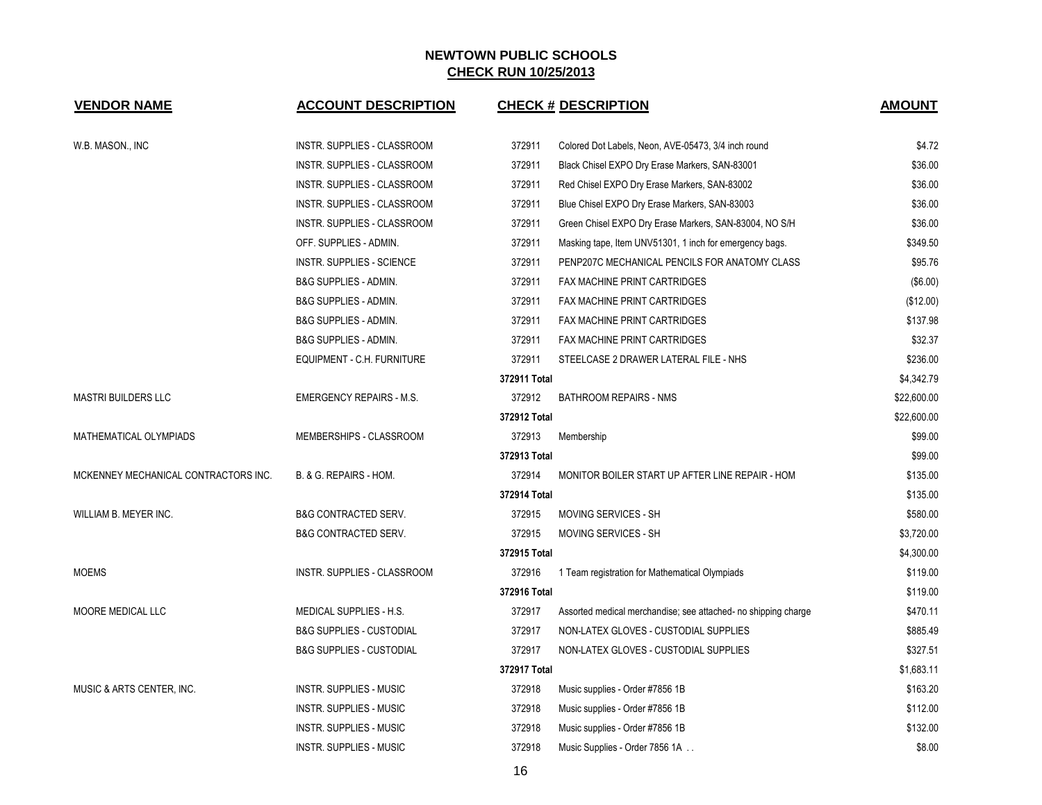# NEWTOWN PUBLIC SCHOOLS

## CHECK RUN 10/25/2013

| VENDOR NAME | ACCOUNT DESCRIPTION | CHECK # | DESCRIPTION | AMOUNT |
|---|---|---|---|---|
| W.B. MASON., INC | INSTR. SUPPLIES - CLASSROOM | 372911 | Colored Dot Labels, Neon, AVE-05473, 3/4 inch round | $4.72 |
| | INSTR. SUPPLIES - CLASSROOM | 372911 | Black Chisel EXPO Dry Erase Markers, SAN-83001 | $36.00 |
| | INSTR. SUPPLIES - CLASSROOM | 372911 | Red Chisel EXPO Dry Erase Markers, SAN-83002 | $36.00 |
| | INSTR. SUPPLIES - CLASSROOM | 372911 | Blue Chisel EXPO Dry Erase Markers, SAN-83003 | $36.00 |
| | INSTR. SUPPLIES - CLASSROOM | 372911 | Green Chisel EXPO Dry Erase Markers, SAN-83004, NO S/H | $36.00 |
| | OFF. SUPPLIES - ADMIN. | 372911 | Masking tape, Item UNV51301, 1 inch for emergency bags. | $349.50 |
| | INSTR. SUPPLIES - SCIENCE | 372911 | PENP207C MECHANICAL PENCILS FOR ANATOMY CLASS | $95.76 |
| | B&G SUPPLIES - ADMIN. | 372911 | FAX MACHINE PRINT CARTRIDGES | ($6.00) |
| | B&G SUPPLIES - ADMIN. | 372911 | FAX MACHINE PRINT CARTRIDGES | ($12.00) |
| | B&G SUPPLIES - ADMIN. | 372911 | FAX MACHINE PRINT CARTRIDGES | $137.98 |
| | B&G SUPPLIES - ADMIN. | 372911 | FAX MACHINE PRINT CARTRIDGES | $32.37 |
| | EQUIPMENT - C.H. FURNITURE | 372911 | STEELCASE 2 DRAWER LATERAL FILE - NHS | $236.00 |
| | | **372911 Total** | | $4,342.79 |
| MASTRI BUILDERS LLC | EMERGENCY REPAIRS - M.S. | 372912 | BATHROOM REPAIRS - NMS | $22,600.00 |
| | | **372912 Total** | | $22,600.00 |
| MATHEMATICAL OLYMPIADS | MEMBERSHIPS - CLASSROOM | 372913 | Membership | $99.00 |
| | | **372913 Total** | | $99.00 |
| MCKENNEY MECHANICAL CONTRACTORS INC. | B. & G. REPAIRS - HOM. | 372914 | MONITOR BOILER START UP AFTER LINE REPAIR - HOM | $135.00 |
| | | **372914 Total** | | $135.00 |
| WILLIAM B. MEYER INC. | B&G CONTRACTED SERV. | 372915 | MOVING SERVICES - SH | $580.00 |
| | B&G CONTRACTED SERV. | 372915 | MOVING SERVICES - SH | $3,720.00 |
| | | **372915 Total** | | $4,300.00 |
| MOEMS | INSTR. SUPPLIES - CLASSROOM | 372916 | 1 Team registration for Mathematical Olympiads | $119.00 |
| | | **372916 Total** | | $119.00 |
| MOORE MEDICAL LLC | MEDICAL SUPPLIES - H.S. | 372917 | Assorted medical merchandise; see attached- no shipping charge | $470.11 |
| | B&G SUPPLIES - CUSTODIAL | 372917 | NON-LATEX GLOVES - CUSTODIAL SUPPLIES | $885.49 |
| | B&G SUPPLIES - CUSTODIAL | 372917 | NON-LATEX GLOVES - CUSTODIAL SUPPLIES | $327.51 |
| | | **372917 Total** | | $1,683.11 |
| MUSIC & ARTS CENTER, INC. | INSTR. SUPPLIES - MUSIC | 372918 | Music supplies - Order #7856 1B | $163.20 |
| | INSTR. SUPPLIES - MUSIC | 372918 | Music supplies - Order #7856 1B | $112.00 |
| | INSTR. SUPPLIES - MUSIC | 372918 | Music supplies - Order #7856 1B | $132.00 |
| | INSTR. SUPPLIES - MUSIC | 372918 | Music Supplies - Order 7856 1A . . | $8.00 |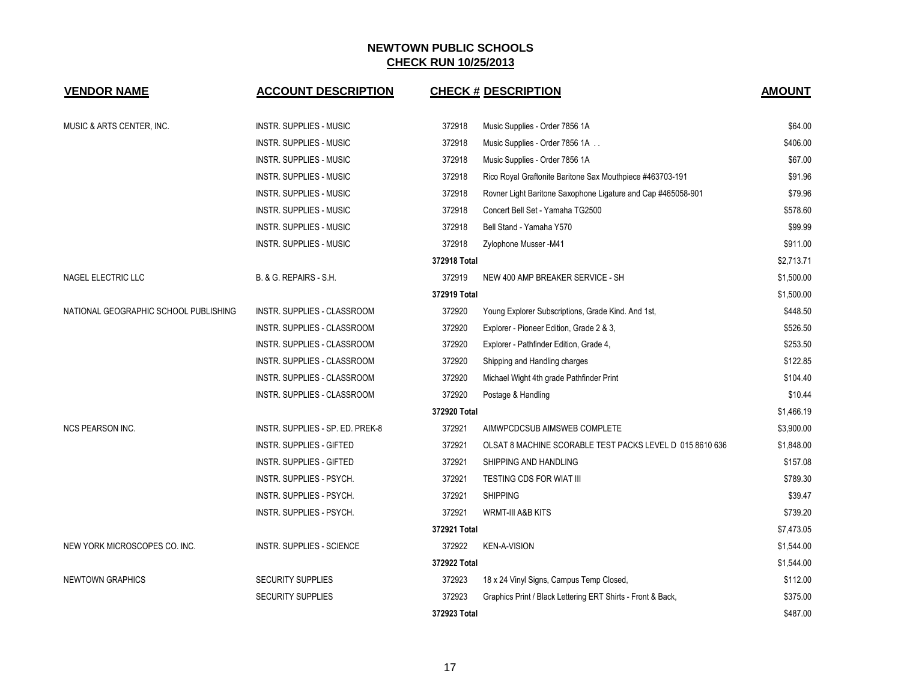# NEWTOWN PUBLIC SCHOOLS

## CHECK RUN 10/25/2013

| VENDOR NAME | ACCOUNT DESCRIPTION | CHECK # | DESCRIPTION | AMOUNT |
|---|---|---|---|---|
| MUSIC & ARTS CENTER, INC. | INSTR. SUPPLIES - MUSIC | 372918 | Music Supplies - Order 7856 1A | $64.00 |
| | INSTR. SUPPLIES - MUSIC | 372918 | Music Supplies - Order 7856 1A . . | $406.00 |
| | INSTR. SUPPLIES - MUSIC | 372918 | Music Supplies - Order 7856 1A | $67.00 |
| | INSTR. SUPPLIES - MUSIC | 372918 | Rico Royal Graftonite Baritone Sax Mouthpiece #463703-191 | $91.96 |
| | INSTR. SUPPLIES - MUSIC | 372918 | Rovner Light Baritone Saxophone Ligature and Cap #465058-901 | $79.96 |
| | INSTR. SUPPLIES - MUSIC | 372918 | Concert Bell Set - Yamaha TG2500 | $578.60 |
| | INSTR. SUPPLIES - MUSIC | 372918 | Bell Stand - Yamaha Y570 | $99.99 |
| | INSTR. SUPPLIES - MUSIC | 372918 | Zylophone Musser -M41 | $911.00 |
| | | 372918 Total | | $2,713.71 |
| NAGEL ELECTRIC LLC | B. & G. REPAIRS - S.H. | 372919 | NEW 400 AMP BREAKER SERVICE - SH | $1,500.00 |
| | | 372919 Total | | $1,500.00 |
| NATIONAL GEOGRAPHIC SCHOOL PUBLISHING | INSTR. SUPPLIES - CLASSROOM | 372920 | Young Explorer Subscriptions, Grade Kind. And 1st, | $448.50 |
| | INSTR. SUPPLIES - CLASSROOM | 372920 | Explorer - Pioneer Edition, Grade 2 & 3, | $526.50 |
| | INSTR. SUPPLIES - CLASSROOM | 372920 | Explorer - Pathfinder Edition, Grade 4, | $253.50 |
| | INSTR. SUPPLIES - CLASSROOM | 372920 | Shipping and Handling charges | $122.85 |
| | INSTR. SUPPLIES - CLASSROOM | 372920 | Michael Wight 4th grade Pathfinder Print | $104.40 |
| | INSTR. SUPPLIES - CLASSROOM | 372920 | Postage & Handling | $10.44 |
| | | 372920 Total | | $1,466.19 |
| NCS PEARSON INC. | INSTR. SUPPLIES - SP. ED. PREK-8 | 372921 | AIMWPCDCSUB AIMSWEB COMPLETE | $3,900.00 |
| | INSTR. SUPPLIES - GIFTED | 372921 | OLSAT 8 MACHINE SCORABLE TEST PACKS LEVEL D 015 8610 636 | $1,848.00 |
| | INSTR. SUPPLIES - GIFTED | 372921 | SHIPPING AND HANDLING | $157.08 |
| | INSTR. SUPPLIES - PSYCH. | 372921 | TESTING CDS FOR WIAT III | $789.30 |
| | INSTR. SUPPLIES - PSYCH. | 372921 | SHIPPING | $39.47 |
| | INSTR. SUPPLIES - PSYCH. | 372921 | WRMT-III A&B KITS | $739.20 |
| | | 372921 Total | | $7,473.05 |
| NEW YORK MICROSCOPES CO. INC. | INSTR. SUPPLIES - SCIENCE | 372922 | KEN-A-VISION | $1,544.00 |
| | | 372922 Total | | $1,544.00 |
| NEWTOWN GRAPHICS | SECURITY SUPPLIES | 372923 | 18 x 24 Vinyl Signs, Campus Temp Closed, | $112.00 |
| | SECURITY SUPPLIES | 372923 | Graphics Print / Black Lettering ERT Shirts - Front & Back, | $375.00 |
| | | 372923 Total | | $487.00 |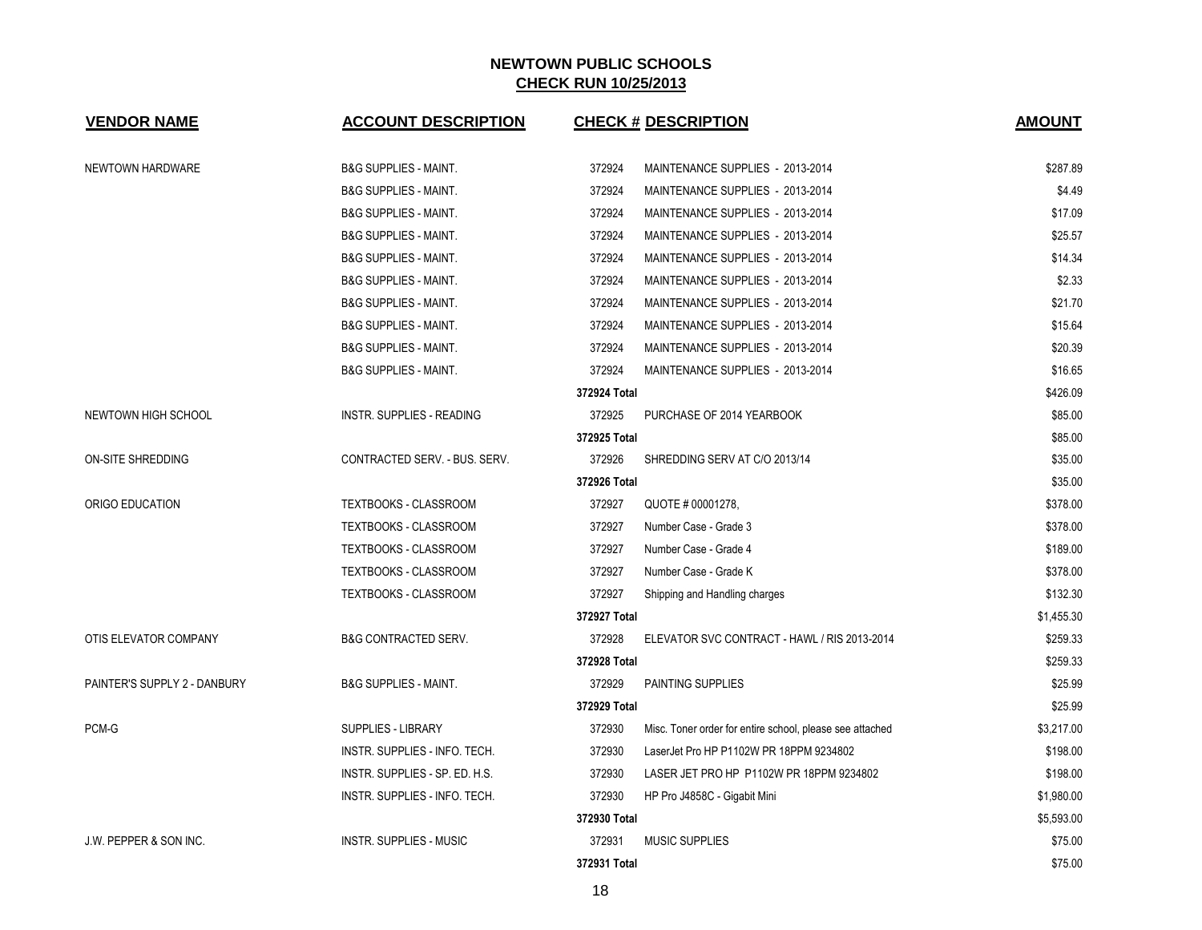# NEWTOWN PUBLIC SCHOOLS

## CHECK RUN 10/25/2013

| VENDOR NAME | ACCOUNT DESCRIPTION | CHECK # | DESCRIPTION | AMOUNT |
|---|---|---|---|---|
| NEWTOWN HARDWARE | B&G SUPPLIES - MAINT. | 372924 | MAINTENANCE SUPPLIES - 2013-2014 | $287.89 |
| | B&G SUPPLIES - MAINT. | 372924 | MAINTENANCE SUPPLIES - 2013-2014 | $4.49 |
| | B&G SUPPLIES - MAINT. | 372924 | MAINTENANCE SUPPLIES - 2013-2014 | $17.09 |
| | B&G SUPPLIES - MAINT. | 372924 | MAINTENANCE SUPPLIES - 2013-2014 | $25.57 |
| | B&G SUPPLIES - MAINT. | 372924 | MAINTENANCE SUPPLIES - 2013-2014 | $14.34 |
| | B&G SUPPLIES - MAINT. | 372924 | MAINTENANCE SUPPLIES - 2013-2014 | $2.33 |
| | B&G SUPPLIES - MAINT. | 372924 | MAINTENANCE SUPPLIES - 2013-2014 | $21.70 |
| | B&G SUPPLIES - MAINT. | 372924 | MAINTENANCE SUPPLIES - 2013-2014 | $15.64 |
| | B&G SUPPLIES - MAINT. | 372924 | MAINTENANCE SUPPLIES - 2013-2014 | $20.39 |
| | B&G SUPPLIES - MAINT. | 372924 | MAINTENANCE SUPPLIES - 2013-2014 | $16.65 |
| | | 372924 Total | | $426.09 |
| NEWTOWN HIGH SCHOOL | INSTR. SUPPLIES - READING | 372925 | PURCHASE OF 2014 YEARBOOK | $85.00 |
| | | 372925 Total | | $85.00 |
| ON-SITE SHREDDING | CONTRACTED SERV. - BUS. SERV. | 372926 | SHREDDING SERV AT C/O 2013/14 | $35.00 |
| | | 372926 Total | | $35.00 |
| ORIGO EDUCATION | TEXTBOOKS - CLASSROOM | 372927 | QUOTE # 00001278, | $378.00 |
| | TEXTBOOKS - CLASSROOM | 372927 | Number Case - Grade 3 | $378.00 |
| | TEXTBOOKS - CLASSROOM | 372927 | Number Case - Grade 4 | $189.00 |
| | TEXTBOOKS - CLASSROOM | 372927 | Number Case - Grade K | $378.00 |
| | TEXTBOOKS - CLASSROOM | 372927 | Shipping and Handling charges | $132.30 |
| | | 372927 Total | | $1,455.30 |
| OTIS ELEVATOR COMPANY | B&G CONTRACTED SERV. | 372928 | ELEVATOR SVC CONTRACT - HAWL / RIS 2013-2014 | $259.33 |
| | | 372928 Total | | $259.33 |
| PAINTER'S SUPPLY 2 - DANBURY | B&G SUPPLIES - MAINT. | 372929 | PAINTING SUPPLIES | $25.99 |
| | | 372929 Total | | $25.99 |
| PCM-G | SUPPLIES - LIBRARY | 372930 | Misc. Toner order for entire school, please see attached | $3,217.00 |
| | INSTR. SUPPLIES - INFO. TECH. | 372930 | LaserJet Pro HP P1102W PR 18PPM 9234802 | $198.00 |
| | INSTR. SUPPLIES - SP. ED. H.S. | 372930 | LASER JET PRO HP P1102W PR 18PPM 9234802 | $198.00 |
| | INSTR. SUPPLIES - INFO. TECH. | 372930 | HP Pro J4858C - Gigabit Mini | $1,980.00 |
| | | 372930 Total | | $5,593.00 |
| J.W. PEPPER & SON INC. | INSTR. SUPPLIES - MUSIC | 372931 | MUSIC SUPPLIES | $75.00 |
| | | 372931 Total | | $75.00 |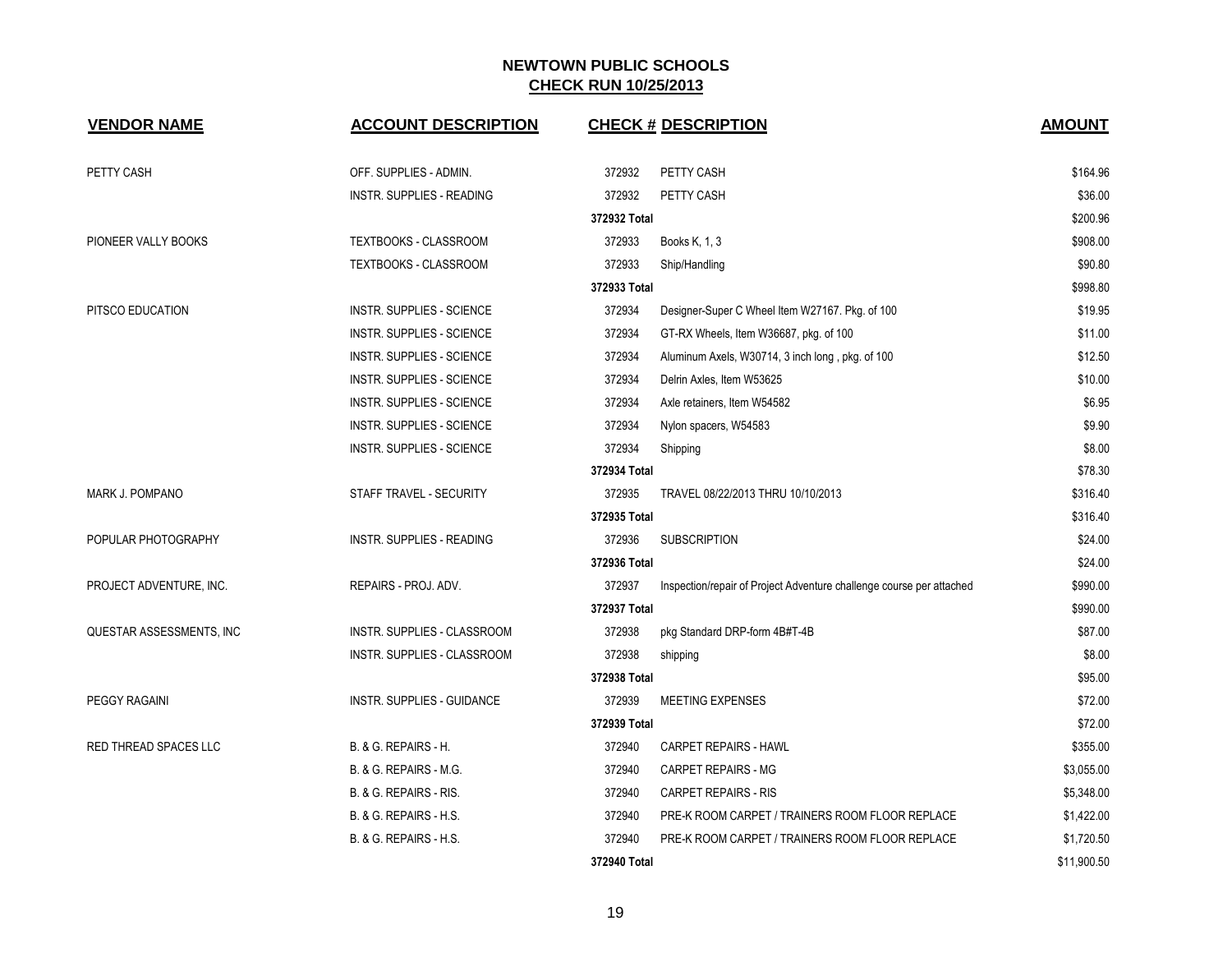# NEWTOWN PUBLIC SCHOOLS

## CHECK RUN 10/25/2013

| VENDOR NAME | ACCOUNT DESCRIPTION | CHECK # | DESCRIPTION | AMOUNT |
|---|---|---|---|---|
| PETTY CASH | OFF. SUPPLIES - ADMIN. | 372932 | PETTY CASH | $164.96 |
| | INSTR. SUPPLIES - READING | 372932 | PETTY CASH | $36.00 |
| | | 372932 Total | | $200.96 |
| PIONEER VALLY BOOKS | TEXTBOOKS - CLASSROOM | 372933 | Books K, 1, 3 | $908.00 |
| | TEXTBOOKS - CLASSROOM | 372933 | Ship/Handling | $90.80 |
| | | 372933 Total | | $998.80 |
| PITSCO EDUCATION | INSTR. SUPPLIES - SCIENCE | 372934 | Designer-Super C Wheel Item W27167. Pkg. of 100 | $19.95 |
| | INSTR. SUPPLIES - SCIENCE | 372934 | GT-RX Wheels, Item W36687, pkg. of 100 | $11.00 |
| | INSTR. SUPPLIES - SCIENCE | 372934 | Aluminum Axels, W30714, 3 inch long , pkg. of 100 | $12.50 |
| | INSTR. SUPPLIES - SCIENCE | 372934 | Delrin Axles, Item W53625 | $10.00 |
| | INSTR. SUPPLIES - SCIENCE | 372934 | Axle retainers, Item W54582 | $6.95 |
| | INSTR. SUPPLIES - SCIENCE | 372934 | Nylon spacers, W54583 | $9.90 |
| | INSTR. SUPPLIES - SCIENCE | 372934 | Shipping | $8.00 |
| | | 372934 Total | | $78.30 |
| MARK J. POMPANO | STAFF TRAVEL - SECURITY | 372935 | TRAVEL 08/22/2013 THRU 10/10/2013 | $316.40 |
| | | 372935 Total | | $316.40 |
| POPULAR PHOTOGRAPHY | INSTR. SUPPLIES - READING | 372936 | SUBSCRIPTION | $24.00 |
| | | 372936 Total | | $24.00 |
| PROJECT ADVENTURE, INC. | REPAIRS - PROJ. ADV. | 372937 | Inspection/repair of Project Adventure challenge course per attached | $990.00 |
| | | 372937 Total | | $990.00 |
| QUESTAR ASSESSMENTS, INC | INSTR. SUPPLIES - CLASSROOM | 372938 | pkg Standard DRP-form 4B#T-4B | $87.00 |
| | INSTR. SUPPLIES - CLASSROOM | 372938 | shipping | $8.00 |
| | | 372938 Total | | $95.00 |
| PEGGY RAGAINI | INSTR. SUPPLIES - GUIDANCE | 372939 | MEETING EXPENSES | $72.00 |
| | | 372939 Total | | $72.00 |
| RED THREAD SPACES LLC | B. & G. REPAIRS - H. | 372940 | CARPET REPAIRS - HAWL | $355.00 |
| | B. & G. REPAIRS - M.G. | 372940 | CARPET REPAIRS - MG | $3,055.00 |
| | B. & G. REPAIRS - RIS. | 372940 | CARPET REPAIRS - RIS | $5,348.00 |
| | B. & G. REPAIRS - H.S. | 372940 | PRE-K ROOM CARPET / TRAINERS ROOM FLOOR REPLACE | $1,422.00 |
| | B. & G. REPAIRS - H.S. | 372940 | PRE-K ROOM CARPET / TRAINERS ROOM FLOOR REPLACE | $1,720.50 |
| | | 372940 Total | | $11,900.50 |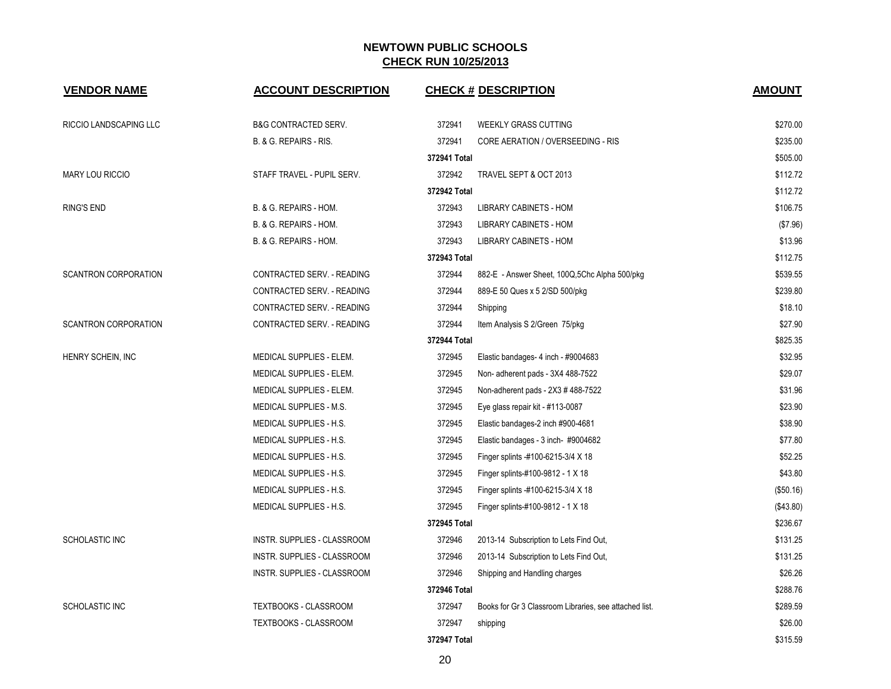# NEWTOWN PUBLIC SCHOOLS

## CHECK RUN 10/25/2013

| VENDOR NAME | ACCOUNT DESCRIPTION | CHECK # | DESCRIPTION | AMOUNT |
|---|---|---|---|---|
| RICCIO LANDSCAPING LLC | B&G CONTRACTED SERV. | 372941 | WEEKLY GRASS CUTTING | $270.00 |
| | B. & G. REPAIRS - RIS. | 372941 | CORE AERATION / OVERSEEDING - RIS | $235.00 |
| | | 372941 Total | | $505.00 |
| MARY LOU RICCIO | STAFF TRAVEL - PUPIL SERV. | 372942 | TRAVEL SEPT & OCT 2013 | $112.72 |
| | | 372942 Total | | $112.72 |
| RING'S END | B. & G. REPAIRS - HOM. | 372943 | LIBRARY CABINETS - HOM | $106.75 |
| | B. & G. REPAIRS - HOM. | 372943 | LIBRARY CABINETS - HOM | ($7.96) |
| | B. & G. REPAIRS - HOM. | 372943 | LIBRARY CABINETS - HOM | $13.96 |
| | | 372943 Total | | $112.75 |
| SCANTRON CORPORATION | CONTRACTED SERV. - READING | 372944 | 882-E - Answer Sheet, 100Q,5Chc Alpha 500/pkg | $539.55 |
| | CONTRACTED SERV. - READING | 372944 | 889-E 50 Ques x 5 2/SD 500/pkg | $239.80 |
| | CONTRACTED SERV. - READING | 372944 | Shipping | $18.10 |
| SCANTRON CORPORATION | CONTRACTED SERV. - READING | 372944 | Item Analysis S 2/Green 75/pkg | $27.90 |
| | | 372944 Total | | $825.35 |
| HENRY SCHEIN, INC | MEDICAL SUPPLIES - ELEM. | 372945 | Elastic bandages- 4 inch - #9004683 | $32.95 |
| | MEDICAL SUPPLIES - ELEM. | 372945 | Non- adherent pads - 3X4 488-7522 | $29.07 |
| | MEDICAL SUPPLIES - ELEM. | 372945 | Non-adherent pads - 2X3 # 488-7522 | $31.96 |
| | MEDICAL SUPPLIES - M.S. | 372945 | Eye glass repair kit - #113-0087 | $23.90 |
| | MEDICAL SUPPLIES - H.S. | 372945 | Elastic bandages-2 inch #900-4681 | $38.90 |
| | MEDICAL SUPPLIES - H.S. | 372945 | Elastic bandages - 3 inch- #9004682 | $77.80 |
| | MEDICAL SUPPLIES - H.S. | 372945 | Finger splints -#100-6215-3/4 X 18 | $52.25 |
| | MEDICAL SUPPLIES - H.S. | 372945 | Finger splints-#100-9812 - 1 X 18 | $43.80 |
| | MEDICAL SUPPLIES - H.S. | 372945 | Finger splints -#100-6215-3/4 X 18 | ($50.16) |
| | MEDICAL SUPPLIES - H.S. | 372945 | Finger splints-#100-9812 - 1 X 18 | ($43.80) |
| | | 372945 Total | | $236.67 |
| SCHOLASTIC INC | INSTR. SUPPLIES - CLASSROOM | 372946 | 2013-14 Subscription to Lets Find Out, | $131.25 |
| | INSTR. SUPPLIES - CLASSROOM | 372946 | 2013-14 Subscription to Lets Find Out, | $131.25 |
| | INSTR. SUPPLIES - CLASSROOM | 372946 | Shipping and Handling charges | $26.26 |
| | | 372946 Total | | $288.76 |
| SCHOLASTIC INC | TEXTBOOKS - CLASSROOM | 372947 | Books for Gr 3 Classroom Libraries, see attached list. | $289.59 |
| | TEXTBOOKS - CLASSROOM | 372947 | shipping | $26.00 |
| | | 372947 Total | | $315.59 |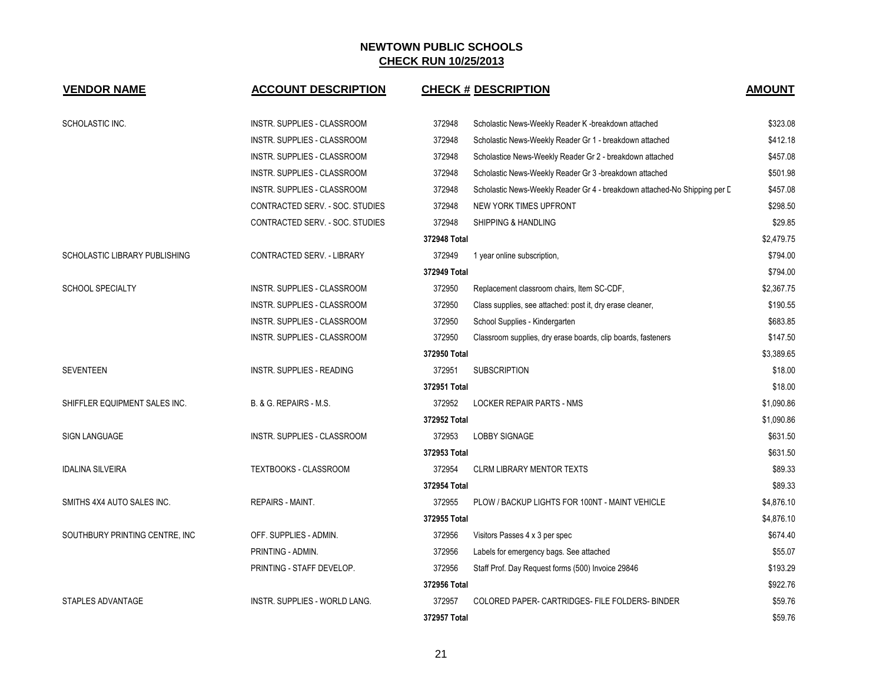# NEWTOWN PUBLIC SCHOOLS

## CHECK RUN 10/25/2013

| VENDOR NAME | ACCOUNT DESCRIPTION | CHECK # | DESCRIPTION | AMOUNT |
|---|---|---|---|---|
| SCHOLASTIC INC. | INSTR. SUPPLIES - CLASSROOM | 372948 | Scholastic News-Weekly Reader K -breakdown attached | $323.08 |
| | INSTR. SUPPLIES - CLASSROOM | 372948 | Scholastic News-Weekly Reader Gr 1 - breakdown attached | $412.18 |
| | INSTR. SUPPLIES - CLASSROOM | 372948 | Scholastice News-Weekly Reader Gr 2 - breakdown attached | $457.08 |
| | INSTR. SUPPLIES - CLASSROOM | 372948 | Scholastic News-Weekly Reader Gr 3 -breakdown attached | $501.98 |
| | INSTR. SUPPLIES - CLASSROOM | 372948 | Scholastic News-Weekly Reader Gr 4 - breakdown attached-No Shipping per D | $457.08 |
| | CONTRACTED SERV. - SOC. STUDIES | 372948 | NEW YORK TIMES UPFRONT | $298.50 |
| | CONTRACTED SERV. - SOC. STUDIES | 372948 | SHIPPING & HANDLING | $29.85 |
| | | 372948 Total | | $2,479.75 |
| SCHOLASTIC LIBRARY PUBLISHING | CONTRACTED SERV. - LIBRARY | 372949 | 1 year online subscription, | $794.00 |
| | | 372949 Total | | $794.00 |
| SCHOOL SPECIALTY | INSTR. SUPPLIES - CLASSROOM | 372950 | Replacement classroom chairs, Item SC-CDF, | $2,367.75 |
| | INSTR. SUPPLIES - CLASSROOM | 372950 | Class supplies, see attached: post it, dry erase cleaner, | $190.55 |
| | INSTR. SUPPLIES - CLASSROOM | 372950 | School Supplies - Kindergarten | $683.85 |
| | INSTR. SUPPLIES - CLASSROOM | 372950 | Classroom supplies, dry erase boards, clip boards, fasteners | $147.50 |
| | | 372950 Total | | $3,389.65 |
| SEVENTEEN | INSTR. SUPPLIES - READING | 372951 | SUBSCRIPTION | $18.00 |
| | | 372951 Total | | $18.00 |
| SHIFFLER EQUIPMENT SALES INC. | B. & G. REPAIRS - M.S. | 372952 | LOCKER REPAIR PARTS - NMS | $1,090.86 |
| | | 372952 Total | | $1,090.86 |
| SIGN LANGUAGE | INSTR. SUPPLIES - CLASSROOM | 372953 | LOBBY SIGNAGE | $631.50 |
| | | 372953 Total | | $631.50 |
| IDALINA SILVEIRA | TEXTBOOKS - CLASSROOM | 372954 | CLRM LIBRARY MENTOR TEXTS | $89.33 |
| | | 372954 Total | | $89.33 |
| SMITHS 4X4 AUTO SALES INC. | REPAIRS - MAINT. | 372955 | PLOW / BACKUP LIGHTS FOR 100NT - MAINT VEHICLE | $4,876.10 |
| | | 372955 Total | | $4,876.10 |
| SOUTHBURY PRINTING CENTRE, INC | OFF. SUPPLIES - ADMIN. | 372956 | Visitors Passes 4 x 3 per spec | $674.40 |
| | PRINTING - ADMIN. | 372956 | Labels for emergency bags. See attached | $55.07 |
| | PRINTING - STAFF DEVELOP. | 372956 | Staff Prof. Day Request forms (500) Invoice 29846 | $193.29 |
| | | 372956 Total | | $922.76 |
| STAPLES ADVANTAGE | INSTR. SUPPLIES - WORLD LANG. | 372957 | COLORED PAPER- CARTRIDGES- FILE FOLDERS- BINDER | $59.76 |
| | | 372957 Total | | $59.76 |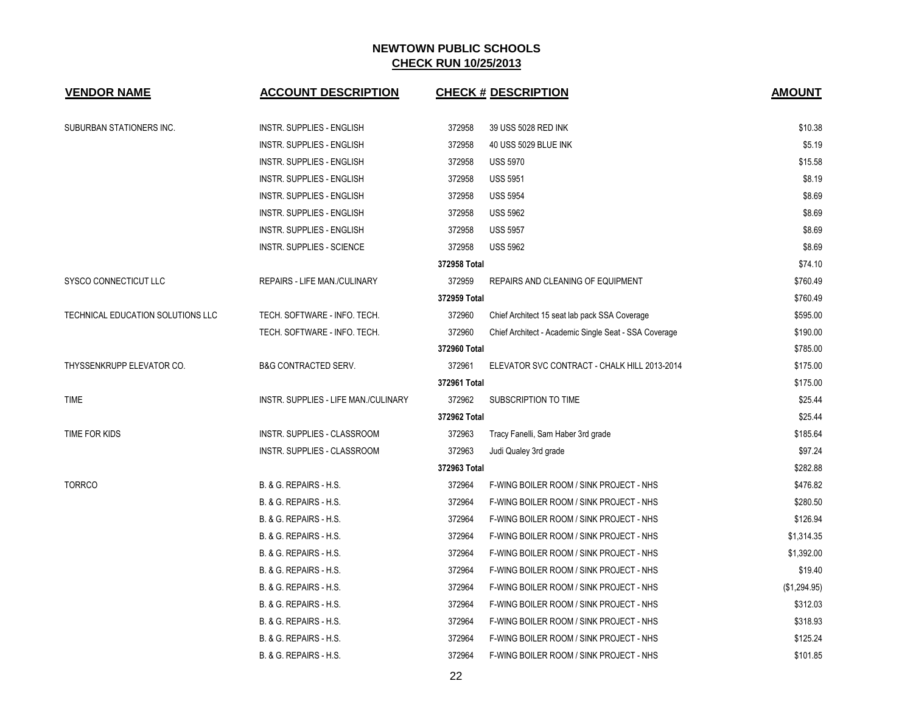# NEWTOWN PUBLIC SCHOOLS
## CHECK RUN 10/25/2013

| VENDOR NAME | ACCOUNT DESCRIPTION | CHECK # | DESCRIPTION | AMOUNT |
|---|---|---|---|---|
| SUBURBAN STATIONERS INC. | INSTR. SUPPLIES - ENGLISH | 372958 | 39 USS 5028 RED INK | $10.38 |
| | INSTR. SUPPLIES - ENGLISH | 372958 | 40 USS 5029 BLUE INK | $5.19 |
| | INSTR. SUPPLIES - ENGLISH | 372958 | USS 5970 | $15.58 |
| | INSTR. SUPPLIES - ENGLISH | 372958 | USS 5951 | $8.19 |
| | INSTR. SUPPLIES - ENGLISH | 372958 | USS 5954 | $8.69 |
| | INSTR. SUPPLIES - ENGLISH | 372958 | USS 5962 | $8.69 |
| | INSTR. SUPPLIES - ENGLISH | 372958 | USS 5957 | $8.69 |
| | INSTR. SUPPLIES - SCIENCE | 372958 | USS 5962 | $8.69 |
| | | **372958 Total** | | $74.10 |
| SYSCO CONNECTICUT LLC | REPAIRS - LIFE MAN./CULINARY | 372959 | REPAIRS AND CLEANING OF EQUIPMENT | $760.49 |
| | | **372959 Total** | | $760.49 |
| TECHNICAL EDUCATION SOLUTIONS LLC | TECH. SOFTWARE - INFO. TECH. | 372960 | Chief Architect 15 seat lab pack SSA Coverage | $595.00 |
| | TECH. SOFTWARE - INFO. TECH. | 372960 | Chief Architect - Academic Single Seat - SSA Coverage | $190.00 |
| | | **372960 Total** | | $785.00 |
| THYSSENKRUPP ELEVATOR CO. | B&G CONTRACTED SERV. | 372961 | ELEVATOR SVC CONTRACT - CHALK HILL 2013-2014 | $175.00 |
| | | **372961 Total** | | $175.00 |
| TIME | INSTR. SUPPLIES - LIFE MAN./CULINARY | 372962 | SUBSCRIPTION TO TIME | $25.44 |
| | | **372962 Total** | | $25.44 |
| TIME FOR KIDS | INSTR. SUPPLIES - CLASSROOM | 372963 | Tracy Fanelli, Sam Haber 3rd grade | $185.64 |
| | INSTR. SUPPLIES - CLASSROOM | 372963 | Judi Qualey 3rd grade | $97.24 |
| | | **372963 Total** | | $282.88 |
| TORRCO | B. & G. REPAIRS - H.S. | 372964 | F-WING BOILER ROOM / SINK PROJECT - NHS | $476.82 |
| | B. & G. REPAIRS - H.S. | 372964 | F-WING BOILER ROOM / SINK PROJECT - NHS | $280.50 |
| | B. & G. REPAIRS - H.S. | 372964 | F-WING BOILER ROOM / SINK PROJECT - NHS | $126.94 |
| | B. & G. REPAIRS - H.S. | 372964 | F-WING BOILER ROOM / SINK PROJECT - NHS | $1,314.35 |
| | B. & G. REPAIRS - H.S. | 372964 | F-WING BOILER ROOM / SINK PROJECT - NHS | $1,392.00 |
| | B. & G. REPAIRS - H.S. | 372964 | F-WING BOILER ROOM / SINK PROJECT - NHS | $19.40 |
| | B. & G. REPAIRS - H.S. | 372964 | F-WING BOILER ROOM / SINK PROJECT - NHS | ($1,294.95) |
| | B. & G. REPAIRS - H.S. | 372964 | F-WING BOILER ROOM / SINK PROJECT - NHS | $312.03 |
| | B. & G. REPAIRS - H.S. | 372964 | F-WING BOILER ROOM / SINK PROJECT - NHS | $318.93 |
| | B. & G. REPAIRS - H.S. | 372964 | F-WING BOILER ROOM / SINK PROJECT - NHS | $125.24 |
| | B. & G. REPAIRS - H.S. | 372964 | F-WING BOILER ROOM / SINK PROJECT - NHS | $101.85 |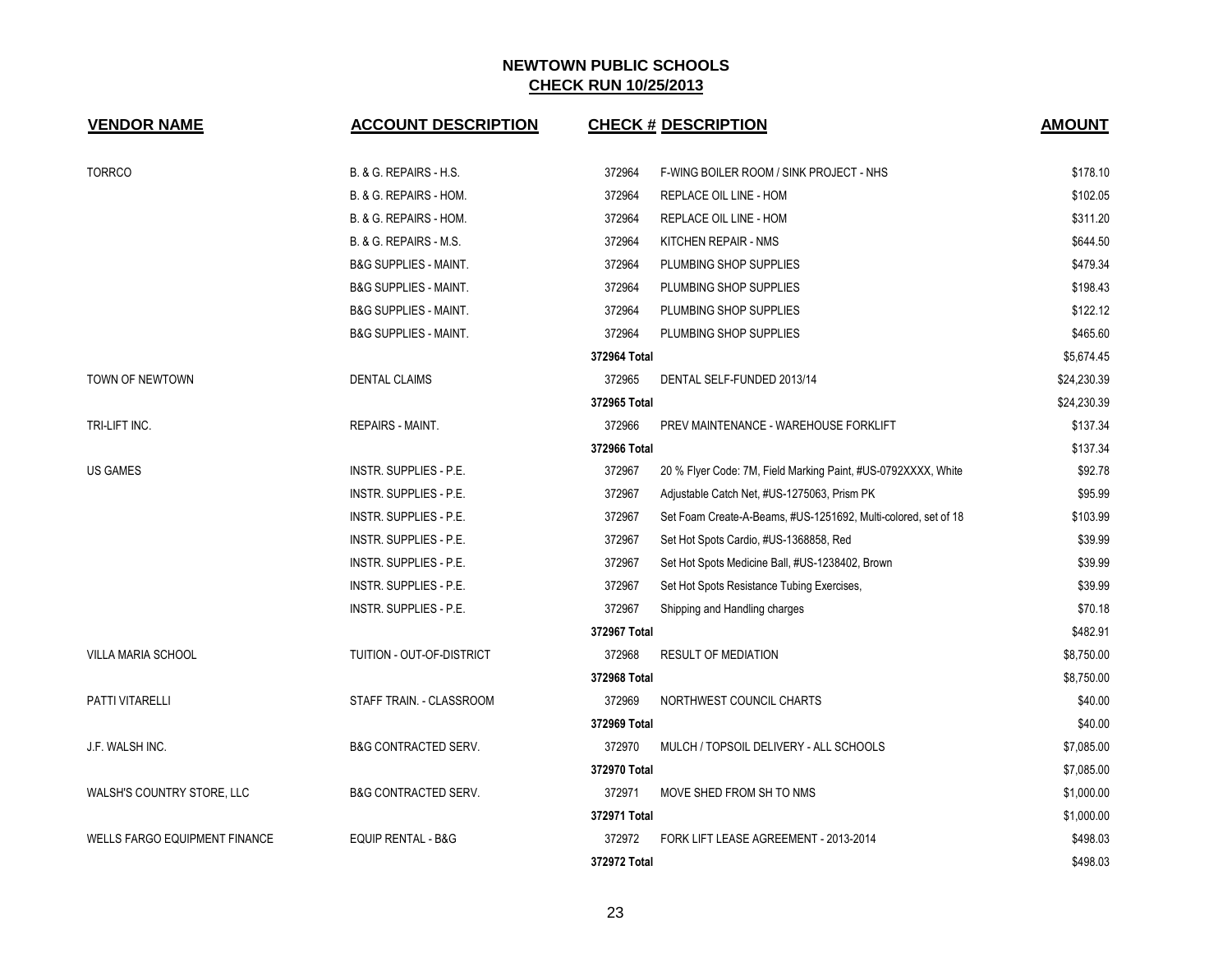# NEWTOWN PUBLIC SCHOOLS
## CHECK RUN 10/25/2013

| VENDOR NAME | ACCOUNT DESCRIPTION | CHECK # | DESCRIPTION | AMOUNT |
|---|---|---|---|---|
| TORRCO | B. & G. REPAIRS - H.S. | 372964 | F-WING BOILER ROOM / SINK PROJECT - NHS | $178.10 |
| | B. & G. REPAIRS - HOM. | 372964 | REPLACE OIL LINE - HOM | $102.05 |
| | B. & G. REPAIRS - HOM. | 372964 | REPLACE OIL LINE - HOM | $311.20 |
| | B. & G. REPAIRS - M.S. | 372964 | KITCHEN REPAIR - NMS | $644.50 |
| | B&G SUPPLIES - MAINT. | 372964 | PLUMBING SHOP SUPPLIES | $479.34 |
| | B&G SUPPLIES - MAINT. | 372964 | PLUMBING SHOP SUPPLIES | $198.43 |
| | B&G SUPPLIES - MAINT. | 372964 | PLUMBING SHOP SUPPLIES | $122.12 |
| | B&G SUPPLIES - MAINT. | 372964 | PLUMBING SHOP SUPPLIES | $465.60 |
| | | 372964 Total | | $5,674.45 |
| TOWN OF NEWTOWN | DENTAL CLAIMS | 372965 | DENTAL SELF-FUNDED 2013/14 | $24,230.39 |
| | | 372965 Total | | $24,230.39 |
| TRI-LIFT INC. | REPAIRS - MAINT. | 372966 | PREV MAINTENANCE - WAREHOUSE FORKLIFT | $137.34 |
| | | 372966 Total | | $137.34 |
| US GAMES | INSTR. SUPPLIES - P.E. | 372967 | 20 % Flyer Code: 7M, Field Marking Paint, #US-0792XXXX, White | $92.78 |
| | INSTR. SUPPLIES - P.E. | 372967 | Adjustable Catch Net, #US-1275063, Prism PK | $95.99 |
| | INSTR. SUPPLIES - P.E. | 372967 | Set Foam Create-A-Beams, #US-1251692, Multi-colored, set of 18 | $103.99 |
| | INSTR. SUPPLIES - P.E. | 372967 | Set Hot Spots Cardio, #US-1368858, Red | $39.99 |
| | INSTR. SUPPLIES - P.E. | 372967 | Set Hot Spots Medicine Ball, #US-1238402, Brown | $39.99 |
| | INSTR. SUPPLIES - P.E. | 372967 | Set Hot Spots Resistance Tubing Exercises, | $39.99 |
| | INSTR. SUPPLIES - P.E. | 372967 | Shipping and Handling charges | $70.18 |
| | | 372967 Total | | $482.91 |
| VILLA MARIA SCHOOL | TUITION - OUT-OF-DISTRICT | 372968 | RESULT OF MEDIATION | $8,750.00 |
| | | 372968 Total | | $8,750.00 |
| PATTI VITARELLI | STAFF TRAIN. - CLASSROOM | 372969 | NORTHWEST COUNCIL CHARTS | $40.00 |
| | | 372969 Total | | $40.00 |
| J.F. WALSH INC. | B&G CONTRACTED SERV. | 372970 | MULCH / TOPSOIL DELIVERY - ALL SCHOOLS | $7,085.00 |
| | | 372970 Total | | $7,085.00 |
| WALSH'S COUNTRY STORE, LLC | B&G CONTRACTED SERV. | 372971 | MOVE SHED FROM SH TO NMS | $1,000.00 |
| | | 372971 Total | | $1,000.00 |
| WELLS FARGO EQUIPMENT FINANCE | EQUIP RENTAL - B&G | 372972 | FORK LIFT LEASE AGREEMENT - 2013-2014 | $498.03 |
| | | 372972 Total | | $498.03 |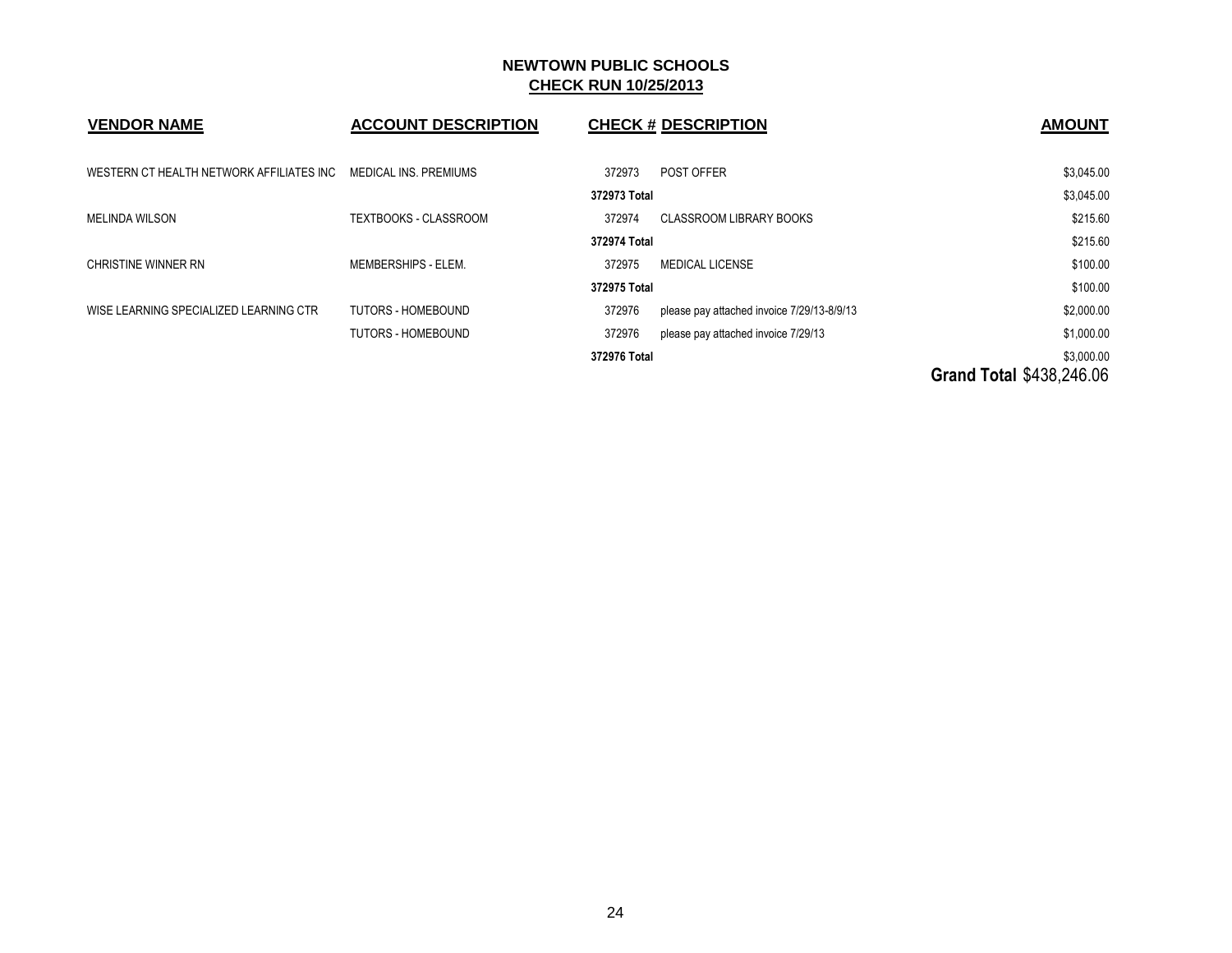# NEWTOWN PUBLIC SCHOOLS

## CHECK RUN 10/25/2013

| VENDOR NAME | ACCOUNT DESCRIPTION | CHECK # | DESCRIPTION | AMOUNT |
|---|---|---|---|---|
| WESTERN CT HEALTH NETWORK AFFILIATES INC | MEDICAL INS. PREMIUMS | 372973 | POST OFFER | $3,045.00 |
| | | **372973 Total** | | $3,045.00 |
| MELINDA WILSON | TEXTBOOKS - CLASSROOM | 372974 | CLASSROOM LIBRARY BOOKS | $215.60 |
| | | **372974 Total** | | $215.60 |
| CHRISTINE WINNER RN | MEMBERSHIPS - ELEM. | 372975 | MEDICAL LICENSE | $100.00 |
| | | **372975 Total** | | $100.00 |
| WISE LEARNING SPECIALIZED LEARNING CTR | TUTORS - HOMEBOUND | 372976 | please pay attached invoice 7/29/13-8/9/13 | $2,000.00 |
| | TUTORS - HOMEBOUND | 372976 | please pay attached invoice 7/29/13 | $1,000.00 |
| | | **372976 Total** | | $3,000.00 |
| | | | **Grand Total** | $438,246.06 |